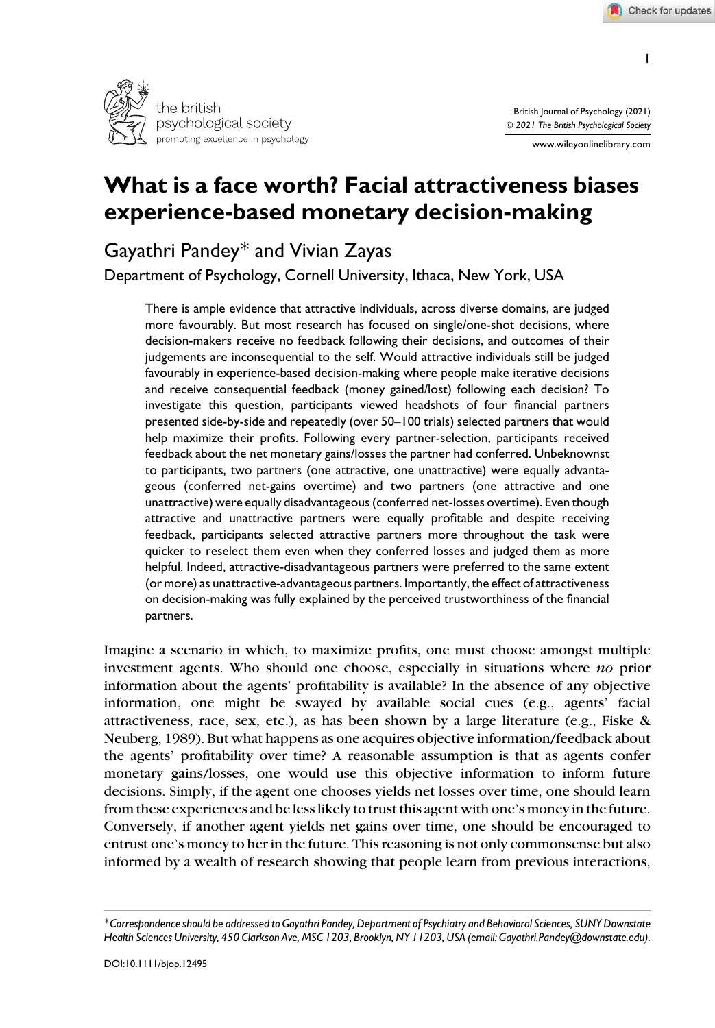# What is a face worth? Facial attractiveness biases experience-based monetary decision-making

Gayathri Pandey* and Vivian Zayas

Department of Psychology, Cornell University, Ithaca, New York, USA

There is ample evidence that attractive individuals, across diverse domains, are judged more favourably. But most research has focused on single/one-shot decisions, where decision-makers receive no feedback following their decisions, and outcomes of their judgements are inconsequential to the self. Would attractive individuals still be judged favourably in experience-based decision-making where people make iterative decisions and receive consequential feedback (money gained/lost) following each decision? To investigate this question, participants viewed headshots of four financial partners presented side-by-side and repeatedly (over 50–100 trials) selected partners that would help maximize their profits. Following every partner-selection, participants received feedback about the net monetary gains/losses the partner had conferred. Unbeknownst to participants, two partners (one attractive, one unattractive) were equally advantageous (conferred net-gains overtime) and two partners (one attractive and one unattractive) were equally disadvantageous (conferred net-losses overtime). Even though attractive and unattractive partners were equally profitable and despite receiving feedback, participants selected attractive partners more throughout the task were quicker to reselect them even when they conferred losses and judged them as more helpful. Indeed, attractive-disadvantageous partners were preferred to the same extent (or more) as unattractive-advantageous partners. Importantly, the effect of attractiveness on decision-making was fully explained by the perceived trustworthiness of the financial partners.

Imagine a scenario in which, to maximize profits, one must choose amongst multiple investment agents. Who should one choose, especially in situations where *no* prior information about the agents' profitability is available? In the absence of any objective information, one might be swayed by available social cues (e.g., agents' facial attractiveness, race, sex, etc.), as has been shown by a large literature (e.g., Fiske & Neuberg, 1989). But what happens as one acquires objective information/feedback about the agents' profitability over time? A reasonable assumption is that as agents confer monetary gains/losses, one would use this objective information to inform future decisions. Simply, if the agent one chooses yields net losses over time, one should learn from these experiences and be less likely to trust this agent with one's money in the future. Conversely, if another agent yields net gains over time, one should be encouraged to entrust one's money to her in the future. This reasoning is not only commonsense but also informed by a wealth of research showing that people learn from previous interactions,

---

*Correspondence should be addressed to Gayathri Pandey, Department of Psychiatry and Behavioral Sciences, SUNY Downstate Health Sciences University, 450 Clarkson Ave, MSC 1203, Brooklyn, NY 11203, USA (email: Gayathri.Pandey@downstate.edu).*

DOI:10.1111/bjop.12495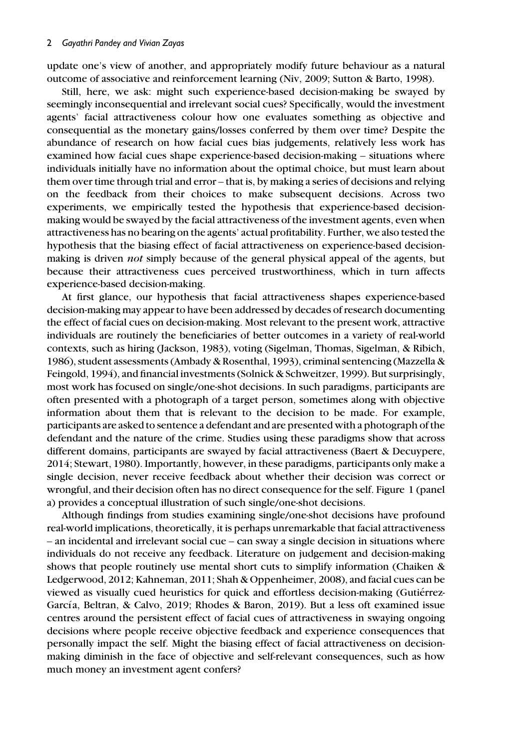update one's view of another, and appropriately modify future behaviour as a natural outcome of associative and reinforcement learning (Niv, 2009; Sutton & Barto, 1998).

Still, here, we ask: might such experience-based decision-making be swayed by seemingly inconsequential and irrelevant social cues? Specifically, would the investment agents' facial attractiveness colour how one evaluates something as objective and consequential as the monetary gains/losses conferred by them over time? Despite the abundance of research on how facial cues bias judgements, relatively less work has examined how facial cues shape experience-based decision-making – situations where individuals initially have no information about the optimal choice, but must learn about them over time through trial and error – that is, by making a series of decisions and relying on the feedback from their choices to make subsequent decisions. Across two experiments, we empirically tested the hypothesis that experience-based decision-making would be swayed by the facial attractiveness of the investment agents, even when attractiveness has no bearing on the agents' actual profitability. Further, we also tested the hypothesis that the biasing effect of facial attractiveness on experience-based decision-making is driven *not* simply because of the general physical appeal of the agents, but because their attractiveness cues perceived trustworthiness, which in turn affects experience-based decision-making.

At first glance, our hypothesis that facial attractiveness shapes experience-based decision-making may appear to have been addressed by decades of research documenting the effect of facial cues on decision-making. Most relevant to the present work, attractive individuals are routinely the beneficiaries of better outcomes in a variety of real-world contexts, such as hiring (Jackson, 1983), voting (Sigelman, Thomas, Sigelman, & Ribich, 1986), student assessments (Ambady & Rosenthal, 1993), criminal sentencing (Mazzella & Feingold, 1994), and financial investments (Solnick & Schweitzer, 1999). But surprisingly, most work has focused on single/one-shot decisions. In such paradigms, participants are often presented with a photograph of a target person, sometimes along with objective information about them that is relevant to the decision to be made. For example, participants are asked to sentence a defendant and are presented with a photograph of the defendant and the nature of the crime. Studies using these paradigms show that across different domains, participants are swayed by facial attractiveness (Baert & Decuypere, 2014; Stewart, 1980). Importantly, however, in these paradigms, participants only make a single decision, never receive feedback about whether their decision was correct or wrongful, and their decision often has no direct consequence for the self. Figure 1 (panel a) provides a conceptual illustration of such single/one-shot decisions.

Although findings from studies examining single/one-shot decisions have profound real-world implications, theoretically, it is perhaps unremarkable that facial attractiveness – an incidental and irrelevant social cue – can sway a single decision in situations where individuals do not receive any feedback. Literature on judgement and decision-making shows that people routinely use mental short cuts to simplify information (Chaiken & Ledgerwood, 2012; Kahneman, 2011; Shah & Oppenheimer, 2008), and facial cues can be viewed as visually cued heuristics for quick and effortless decision-making (Gutiérrez-García, Beltran, & Calvo, 2019; Rhodes & Baron, 2019). But a less oft examined issue centres around the persistent effect of facial cues of attractiveness in swaying ongoing decisions where people receive objective feedback and experience consequences that personally impact the self. Might the biasing effect of facial attractiveness on decision-making diminish in the face of objective and self-relevant consequences, such as how much money an investment agent confers?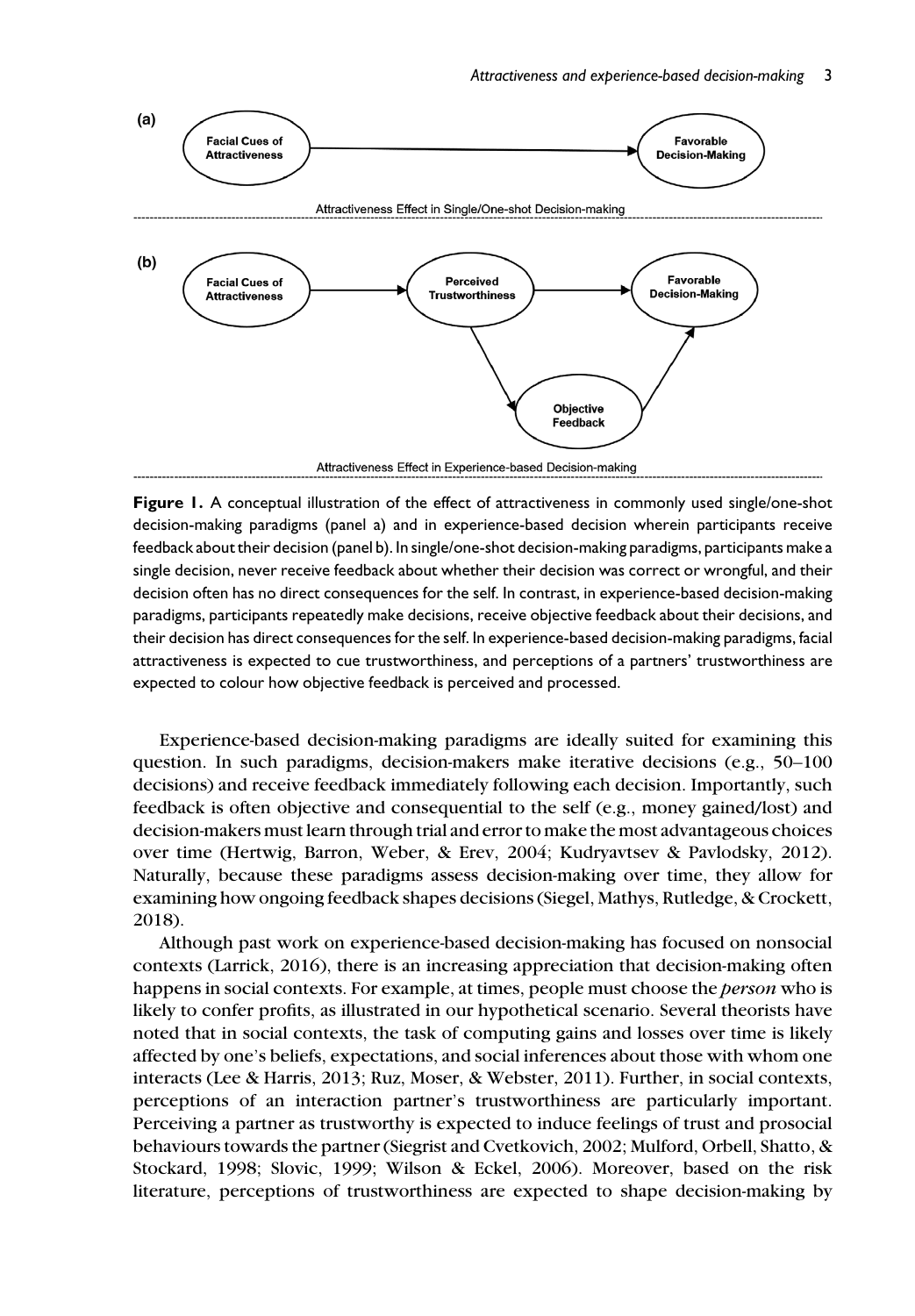**Figure 1.** A conceptual illustration of the effect of attractiveness in commonly used single/one-shot decision-making paradigms (panel a) and in experience-based decision wherein participants receive feedback about their decision (panel b). In single/one-shot decision-making paradigms, participants make a single decision, never receive feedback about whether their decision was correct or wrongful, and their decision often has no direct consequences for the self. In contrast, in experience-based decision-making paradigms, participants repeatedly make decisions, receive objective feedback about their decisions, and their decision has direct consequences for the self. In experience-based decision-making paradigms, facial attractiveness is expected to cue trustworthiness, and perceptions of a partners' trustworthiness are expected to colour how objective feedback is perceived and processed.

Experience-based decision-making paradigms are ideally suited for examining this question. In such paradigms, decision-makers make iterative decisions (e.g., 50–100 decisions) and receive feedback immediately following each decision. Importantly, such feedback is often objective and consequential to the self (e.g., money gained/lost) and decision-makers must learn through trial and error to make the most advantageous choices over time (Hertwig, Barron, Weber, & Erev, 2004; Kudryavtsev & Pavlodsky, 2012). Naturally, because these paradigms assess decision-making over time, they allow for examining how ongoing feedback shapes decisions (Siegel, Mathys, Rutledge, & Crockett, 2018).

Although past work on experience-based decision-making has focused on nonsocial contexts (Larrick, 2016), there is an increasing appreciation that decision-making often happens in social contexts. For example, at times, people must choose the *person* who is likely to confer profits, as illustrated in our hypothetical scenario. Several theorists have noted that in social contexts, the task of computing gains and losses over time is likely affected by one's beliefs, expectations, and social inferences about those with whom one interacts (Lee & Harris, 2013; Ruz, Moser, & Webster, 2011). Further, in social contexts, perceptions of an interaction partner's trustworthiness are particularly important. Perceiving a partner as trustworthy is expected to induce feelings of trust and prosocial behaviours towards the partner (Siegrist and Cvetkovich, 2002; Mulford, Orbell, Shatto, & Stockard, 1998; Slovic, 1999; Wilson & Eckel, 2006). Moreover, based on the risk literature, perceptions of trustworthiness are expected to shape decision-making by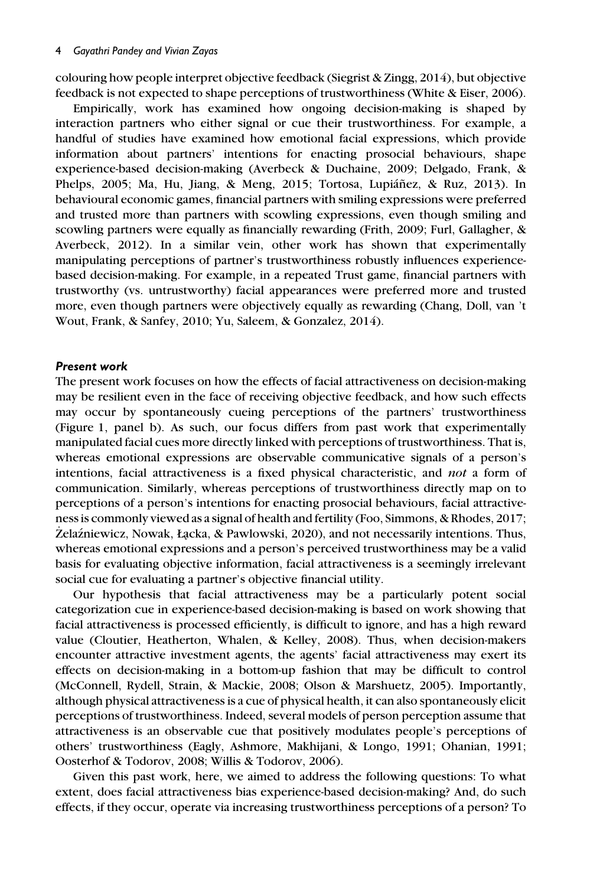colouring how people interpret objective feedback (Siegrist & Zingg, 2014), but objective feedback is not expected to shape perceptions of trustworthiness (White & Eiser, 2006).

Empirically, work has examined how ongoing decision-making is shaped by interaction partners who either signal or cue their trustworthiness. For example, a handful of studies have examined how emotional facial expressions, which provide information about partners' intentions for enacting prosocial behaviours, shape experience-based decision-making (Averbeck & Duchaine, 2009; Delgado, Frank, & Phelps, 2005; Ma, Hu, Jiang, & Meng, 2015; Tortosa, Lupiáñez, & Ruz, 2013). In behavioural economic games, financial partners with smiling expressions were preferred and trusted more than partners with scowling expressions, even though smiling and scowling partners were equally as financially rewarding (Frith, 2009; Furl, Gallagher, & Averbeck, 2012). In a similar vein, other work has shown that experimentally manipulating perceptions of partner's trustworthiness robustly influences experience-based decision-making. For example, in a repeated Trust game, financial partners with trustworthy (vs. untrustworthy) facial appearances were preferred more and trusted more, even though partners were objectively equally as rewarding (Chang, Doll, van 't Wout, Frank, & Sanfey, 2010; Yu, Saleem, & Gonzalez, 2014).

### *Present work*

The present work focuses on how the effects of facial attractiveness on decision-making may be resilient even in the face of receiving objective feedback, and how such effects may occur by spontaneously cueing perceptions of the partners' trustworthiness (Figure 1, panel b). As such, our focus differs from past work that experimentally manipulated facial cues more directly linked with perceptions of trustworthiness. That is, whereas emotional expressions are observable communicative signals of a person's intentions, facial attractiveness is a fixed physical characteristic, and *not* a form of communication. Similarly, whereas perceptions of trustworthiness directly map on to perceptions of a person's intentions for enacting prosocial behaviours, facial attractiveness is commonly viewed as a signal of health and fertility (Foo, Simmons, & Rhodes, 2017; Żelaźniewicz, Nowak, Łącka, & Pawlowski, 2020), and not necessarily intentions. Thus, whereas emotional expressions and a person's perceived trustworthiness may be a valid basis for evaluating objective information, facial attractiveness is a seemingly irrelevant social cue for evaluating a partner's objective financial utility.

Our hypothesis that facial attractiveness may be a particularly potent social categorization cue in experience-based decision-making is based on work showing that facial attractiveness is processed efficiently, is difficult to ignore, and has a high reward value (Cloutier, Heatherton, Whalen, & Kelley, 2008). Thus, when decision-makers encounter attractive investment agents, the agents' facial attractiveness may exert its effects on decision-making in a bottom-up fashion that may be difficult to control (McConnell, Rydell, Strain, & Mackie, 2008; Olson & Marshuetz, 2005). Importantly, although physical attractiveness is a cue of physical health, it can also spontaneously elicit perceptions of trustworthiness. Indeed, several models of person perception assume that attractiveness is an observable cue that positively modulates people's perceptions of others' trustworthiness (Eagly, Ashmore, Makhijani, & Longo, 1991; Ohanian, 1991; Oosterhof & Todorov, 2008; Willis & Todorov, 2006).

Given this past work, here, we aimed to address the following questions: To what extent, does facial attractiveness bias experience-based decision-making? And, do such effects, if they occur, operate via increasing trustworthiness perceptions of a person? To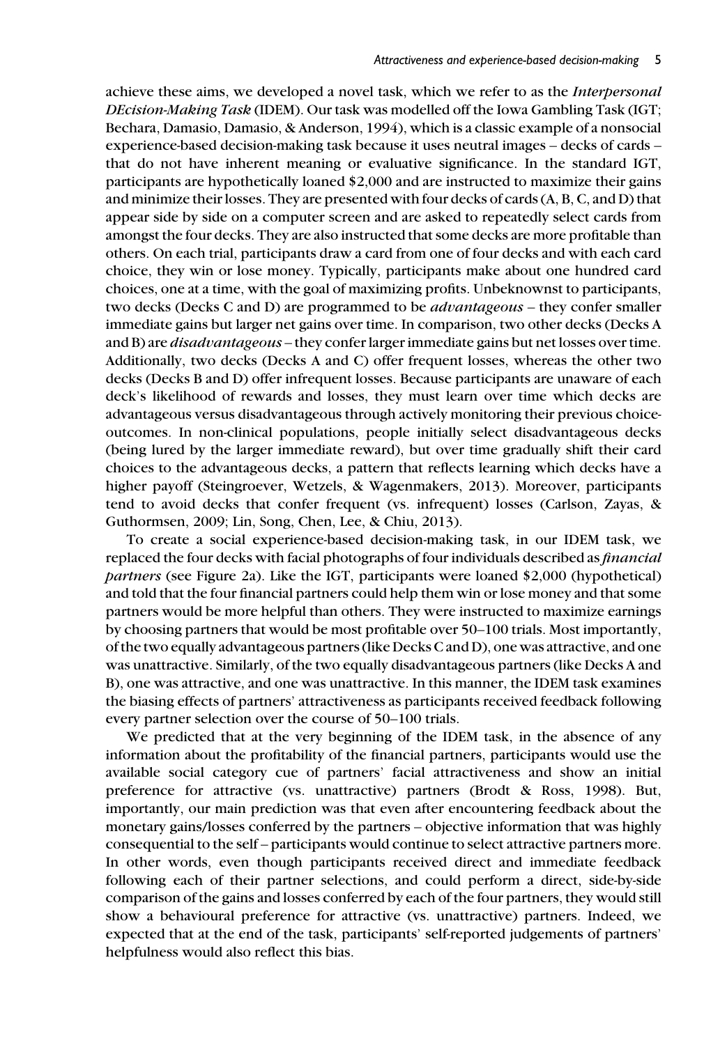achieve these aims, we developed a novel task, which we refer to as the *Interpersonal DEcision-Making Task* (IDEM). Our task was modelled off the Iowa Gambling Task (IGT; Bechara, Damasio, Damasio, & Anderson, 1994), which is a classic example of a nonsocial experience-based decision-making task because it uses neutral images – decks of cards – that do not have inherent meaning or evaluative significance. In the standard IGT, participants are hypothetically loaned $2,000 and are instructed to maximize their gains and minimize their losses. They are presented with four decks of cards (A, B, C, and D) that appear side by side on a computer screen and are asked to repeatedly select cards from amongst the four decks. They are also instructed that some decks are more profitable than others. On each trial, participants draw a card from one of four decks and with each card choice, they win or lose money. Typically, participants make about one hundred card choices, one at a time, with the goal of maximizing profits. Unbeknownst to participants, two decks (Decks C and D) are programmed to be *advantageous* – they confer smaller immediate gains but larger net gains over time. In comparison, two other decks (Decks A and B) are *disadvantageous* – they confer larger immediate gains but net losses over time. Additionally, two decks (Decks A and C) offer frequent losses, whereas the other two decks (Decks B and D) offer infrequent losses. Because participants are unaware of each deck's likelihood of rewards and losses, they must learn over time which decks are advantageous versus disadvantageous through actively monitoring their previous choice-outcomes. In non-clinical populations, people initially select disadvantageous decks (being lured by the larger immediate reward), but over time gradually shift their card choices to the advantageous decks, a pattern that reflects learning which decks have a higher payoff (Steingroever, Wetzels, & Wagenmakers, 2013). Moreover, participants tend to avoid decks that confer frequent (vs. infrequent) losses (Carlson, Zayas, & Guthormsen, 2009; Lin, Song, Chen, Lee, & Chiu, 2013).

To create a social experience-based decision-making task, in our IDEM task, we replaced the four decks with facial photographs of four individuals described as *financial partners* (see Figure 2a). Like the IGT, participants were loaned $2,000 (hypothetical) and told that the four financial partners could help them win or lose money and that some partners would be more helpful than others. They were instructed to maximize earnings by choosing partners that would be most profitable over 50–100 trials. Most importantly, of the two equally advantageous partners (like Decks C and D), one was attractive, and one was unattractive. Similarly, of the two equally disadvantageous partners (like Decks A and B), one was attractive, and one was unattractive. In this manner, the IDEM task examines the biasing effects of partners' attractiveness as participants received feedback following every partner selection over the course of 50–100 trials.

We predicted that at the very beginning of the IDEM task, in the absence of any information about the profitability of the financial partners, participants would use the available social category cue of partners' facial attractiveness and show an initial preference for attractive (vs. unattractive) partners (Brodt & Ross, 1998). But, importantly, our main prediction was that even after encountering feedback about the monetary gains/losses conferred by the partners – objective information that was highly consequential to the self – participants would continue to select attractive partners more. In other words, even though participants received direct and immediate feedback following each of their partner selections, and could perform a direct, side-by-side comparison of the gains and losses conferred by each of the four partners, they would still show a behavioural preference for attractive (vs. unattractive) partners. Indeed, we expected that at the end of the task, participants' self-reported judgements of partners' helpfulness would also reflect this bias.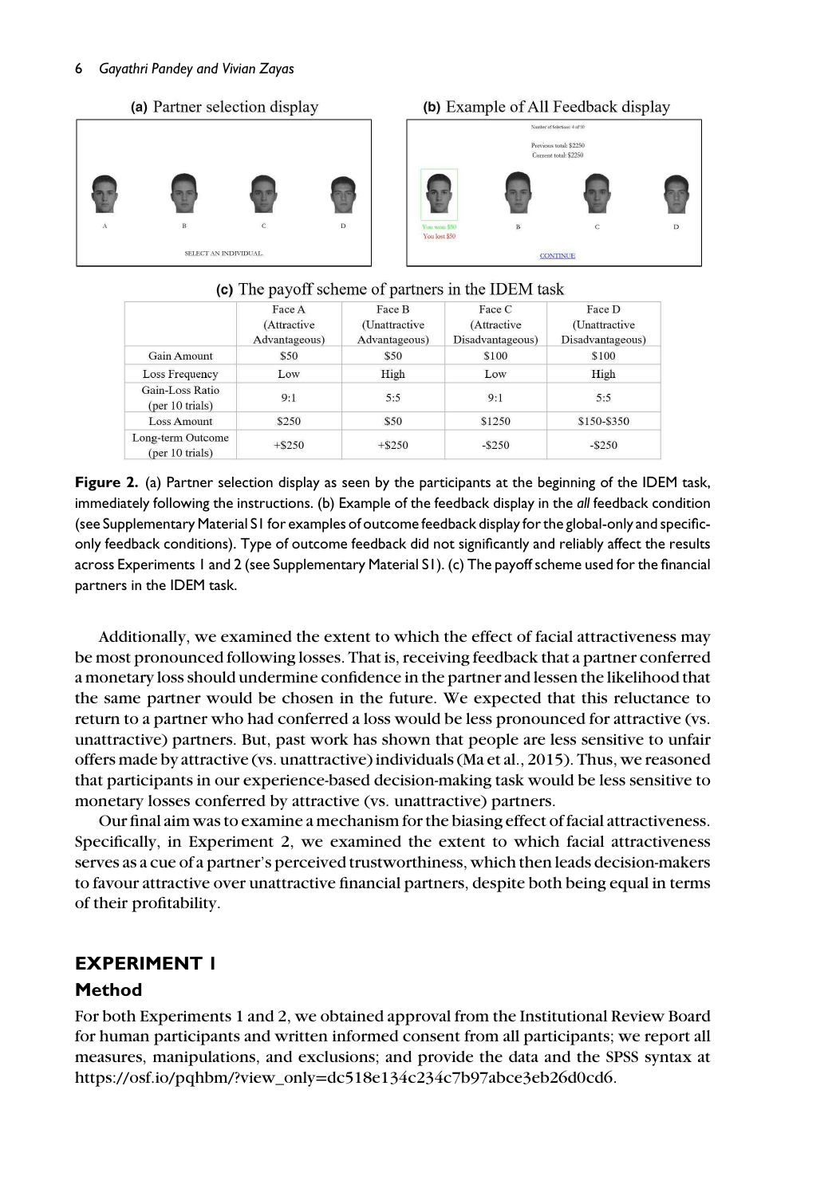(a) Partner selection display

A B C D

SELECT AN INDIVIDUAL

(b) Example of All Feedback display

Number of Selections: 4 of 50

Previous total: $2250
Current total: $2250

You won $50
You lost $50

B C D

CONTINUE

(c) The payoff scheme of partners in the IDEM task

| | Face A (Attractive Advantageous) | Face B (Unattractive Advantageous) | Face C (Attractive Disadvantageous) | Face D (Unattractive Disadvantageous) |
|---|---|---|---|---|
| Gain Amount | $50 | $50 | $100 | $100 |
| Loss Frequency | Low | High | Low | High |
| Gain-Loss Ratio (per 10 trials) | 9:1 | 5:5 | 9:1 | 5:5 |
| Loss Amount | $250 | $50 | $1250 | $150-$350 |
| Long-term Outcome (per 10 trials) | +$250 | +$250 | -$250 | -$250 |

**Figure 2.** (a) Partner selection display as seen by the participants at the beginning of the IDEM task, immediately following the instructions. (b) Example of the feedback display in the *all* feedback condition (see Supplementary Material S1 for examples of outcome feedback display for the global-only and specific-only feedback conditions). Type of outcome feedback did not significantly and reliably affect the results across Experiments 1 and 2 (see Supplementary Material S1). (c) The payoff scheme used for the financial partners in the IDEM task.

Additionally, we examined the extent to which the effect of facial attractiveness may be most pronounced following losses. That is, receiving feedback that a partner conferred a monetary loss should undermine confidence in the partner and lessen the likelihood that the same partner would be chosen in the future. We expected that this reluctance to return to a partner who had conferred a loss would be less pronounced for attractive (vs. unattractive) partners. But, past work has shown that people are less sensitive to unfair offers made by attractive (vs. unattractive) individuals (Ma et al., 2015). Thus, we reasoned that participants in our experience-based decision-making task would be less sensitive to monetary losses conferred by attractive (vs. unattractive) partners.

Our final aim was to examine a mechanism for the biasing effect of facial attractiveness. Specifically, in Experiment 2, we examined the extent to which facial attractiveness serves as a cue of a partner's perceived trustworthiness, which then leads decision-makers to favour attractive over unattractive financial partners, despite both being equal in terms of their profitability.

## EXPERIMENT 1

### Method

For both Experiments 1 and 2, we obtained approval from the Institutional Review Board for human participants and written informed consent from all participants; we report all measures, manipulations, and exclusions; and provide the data and the SPSS syntax at https://osf.io/pqhbm/?view_only=dc518e134c234c7b97abce3eb26d0cd6.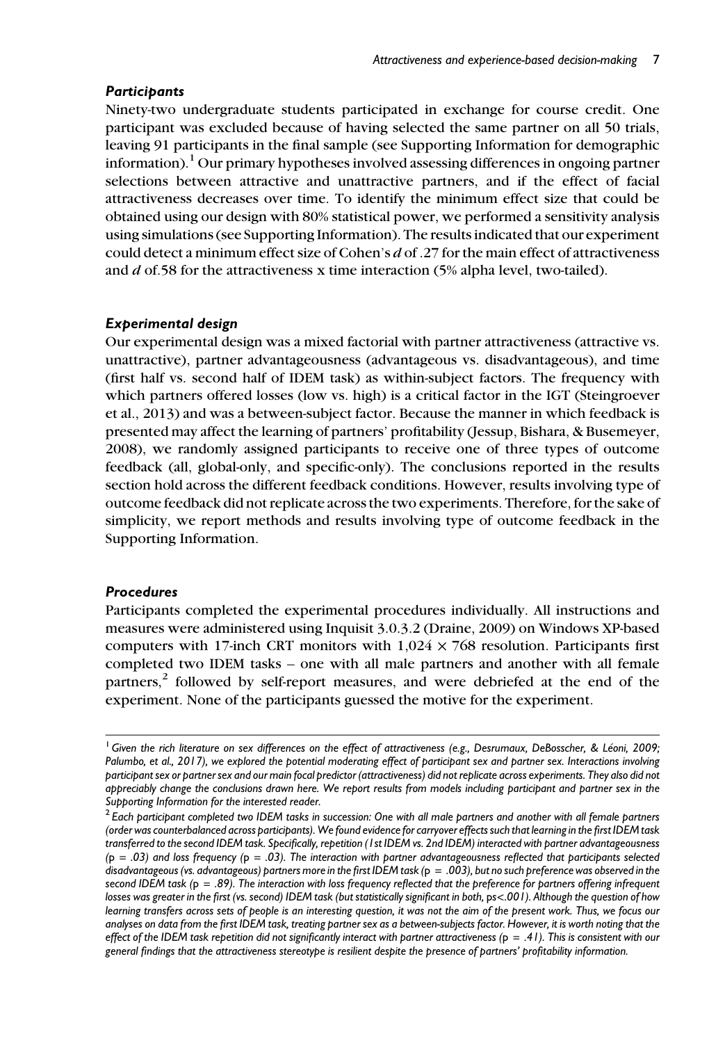### *Participants*

Ninety-two undergraduate students participated in exchange for course credit. One participant was excluded because of having selected the same partner on all 50 trials, leaving 91 participants in the final sample (see Supporting Information for demographic information).[1] Our primary hypotheses involved assessing differences in ongoing partner selections between attractive and unattractive partners, and if the effect of facial attractiveness decreases over time. To identify the minimum effect size that could be obtained using our design with 80% statistical power, we performed a sensitivity analysis using simulations (see Supporting Information). The results indicated that our experiment could detect a minimum effect size of Cohen's $d$ of .27 for the main effect of attractiveness and $d$ of.58 for the attractiveness x time interaction (5% alpha level, two-tailed).

### *Experimental design*

Our experimental design was a mixed factorial with partner attractiveness (attractive vs. unattractive), partner advantageousness (advantageous vs. disadvantageous), and time (first half vs. second half of IDEM task) as within-subject factors. The frequency with which partners offered losses (low vs. high) is a critical factor in the IGT (Steingroever et al., 2013) and was a between-subject factor. Because the manner in which feedback is presented may affect the learning of partners' profitability (Jessup, Bishara, & Busemeyer, 2008), we randomly assigned participants to receive one of three types of outcome feedback (all, global-only, and specific-only). The conclusions reported in the results section hold across the different feedback conditions. However, results involving type of outcome feedback did not replicate across the two experiments. Therefore, for the sake of simplicity, we report methods and results involving type of outcome feedback in the Supporting Information.

### *Procedures*

Participants completed the experimental procedures individually. All instructions and measures were administered using Inquisit 3.0.3.2 (Draine, 2009) on Windows XP-based computers with 17-inch CRT monitors with $1{,}024 \times 768$ resolution. Participants first completed two IDEM tasks – one with all male partners and another with all female partners,[2] followed by self-report measures, and were debriefed at the end of the experiment. None of the participants guessed the motive for the experiment.

---

[1] *Given the rich literature on sex differences on the effect of attractiveness (e.g., Desrumaux, DeBosscher, & Léoni, 2009; Palumbo, et al., 2017), we explored the potential moderating effect of participant sex and partner sex. Interactions involving participant sex or partner sex and our main focal predictor (attractiveness) did not replicate across experiments. They also did not appreciably change the conclusions drawn here. We report results from models including participant and partner sex in the Supporting Information for the interested reader.*

[2] *Each participant completed two IDEM tasks in succession: One with all male partners and another with all female partners (order was counterbalanced across participants). We found evidence for carryover effects such that learning in the first IDEM task transferred to the second IDEM task. Specifically, repetition (1st IDEM vs. 2nd IDEM) interacted with partner advantageousness ($p$ = .03) and loss frequency ($p$ = .03). The interaction with partner advantageousness reflected that participants selected disadvantageous (vs. advantageous) partners more in the first IDEM task ($p$ = .003), but no such preference was observed in the second IDEM task ($p$ = .89). The interaction with loss frequency reflected that the preference for partners offering infrequent losses was greater in the first (vs. second) IDEM task (but statistically significant in both, $ps$<.001). Although the question of how learning transfers across sets of people is an interesting question, it was not the aim of the present work. Thus, we focus our analyses on data from the first IDEM task, treating partner sex as a between-subjects factor. However, it is worth noting that the effect of the IDEM task repetition did not significantly interact with partner attractiveness ($p$ = .41). This is consistent with our general findings that the attractiveness stereotype is resilient despite the presence of partners' profitability information.*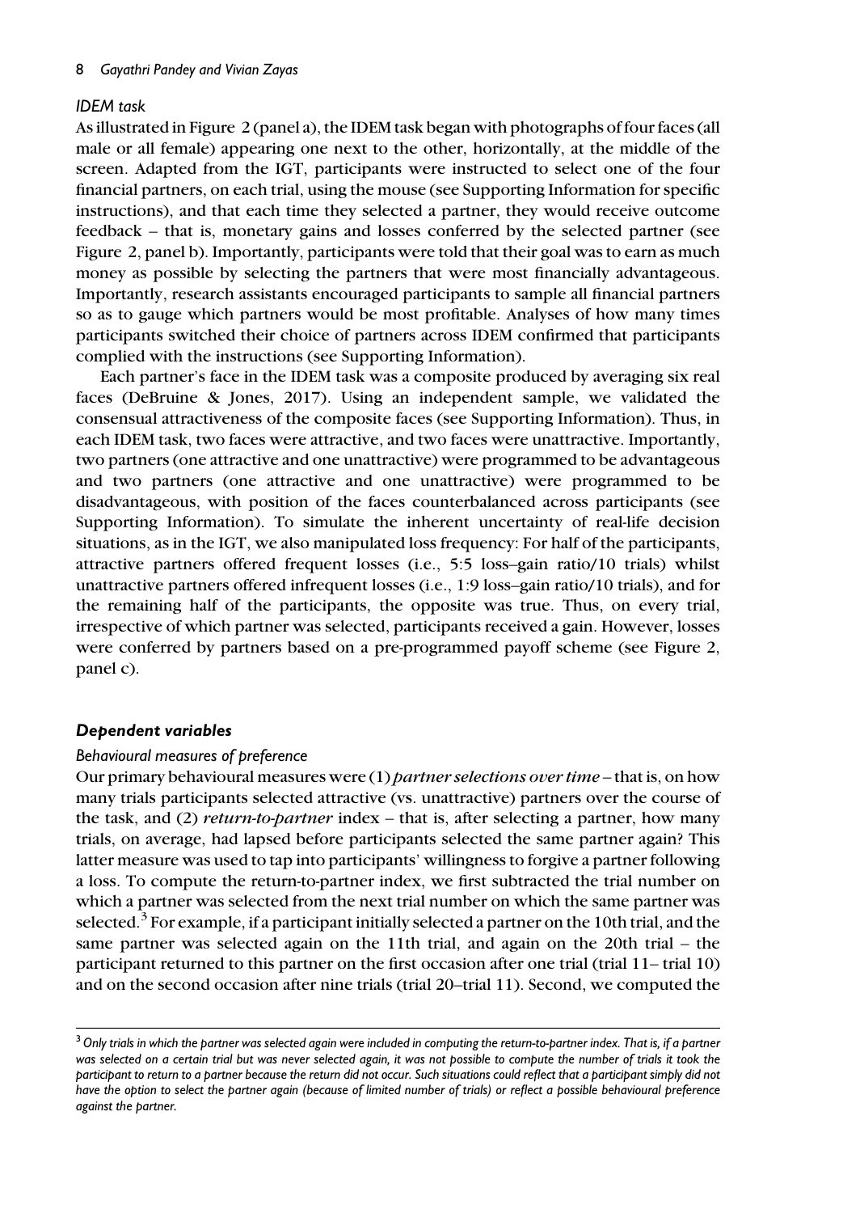### *IDEM task*

As illustrated in Figure 2 (panel a), the IDEM task began with photographs of four faces (all male or all female) appearing one next to the other, horizontally, at the middle of the screen. Adapted from the IGT, participants were instructed to select one of the four financial partners, on each trial, using the mouse (see Supporting Information for specific instructions), and that each time they selected a partner, they would receive outcome feedback – that is, monetary gains and losses conferred by the selected partner (see Figure 2, panel b). Importantly, participants were told that their goal was to earn as much money as possible by selecting the partners that were most financially advantageous. Importantly, research assistants encouraged participants to sample all financial partners so as to gauge which partners would be most profitable. Analyses of how many times participants switched their choice of partners across IDEM confirmed that participants complied with the instructions (see Supporting Information).

Each partner's face in the IDEM task was a composite produced by averaging six real faces (DeBruine & Jones, 2017). Using an independent sample, we validated the consensual attractiveness of the composite faces (see Supporting Information). Thus, in each IDEM task, two faces were attractive, and two faces were unattractive. Importantly, two partners (one attractive and one unattractive) were programmed to be advantageous and two partners (one attractive and one unattractive) were programmed to be disadvantageous, with position of the faces counterbalanced across participants (see Supporting Information). To simulate the inherent uncertainty of real-life decision situations, as in the IGT, we also manipulated loss frequency: For half of the participants, attractive partners offered frequent losses (i.e., 5:5 loss–gain ratio/10 trials) whilst unattractive partners offered infrequent losses (i.e., 1:9 loss–gain ratio/10 trials), and for the remaining half of the participants, the opposite was true. Thus, on every trial, irrespective of which partner was selected, participants received a gain. However, losses were conferred by partners based on a pre-programmed payoff scheme (see Figure 2, panel c).

## Dependent variables

### *Behavioural measures of preference*

Our primary behavioural measures were (1) *partner selections over time* – that is, on how many trials participants selected attractive (vs. unattractive) partners over the course of the task, and (2) *return-to-partner* index – that is, after selecting a partner, how many trials, on average, had lapsed before participants selected the same partner again? This latter measure was used to tap into participants' willingness to forgive a partner following a loss. To compute the return-to-partner index, we first subtracted the trial number on which a partner was selected from the next trial number on which the same partner was selected.[3] For example, if a participant initially selected a partner on the 10th trial, and the same partner was selected again on the 11th trial, and again on the 20th trial – the participant returned to this partner on the first occasion after one trial (trial 11– trial 10) and on the second occasion after nine trials (trial 20–trial 11). Second, we computed the

[3] *Only trials in which the partner was selected again were included in computing the return-to-partner index. That is, if a partner was selected on a certain trial but was never selected again, it was not possible to compute the number of trials it took the participant to return to a partner because the return did not occur. Such situations could reflect that a participant simply did not have the option to select the partner again (because of limited number of trials) or reflect a possible behavioural preference against the partner.*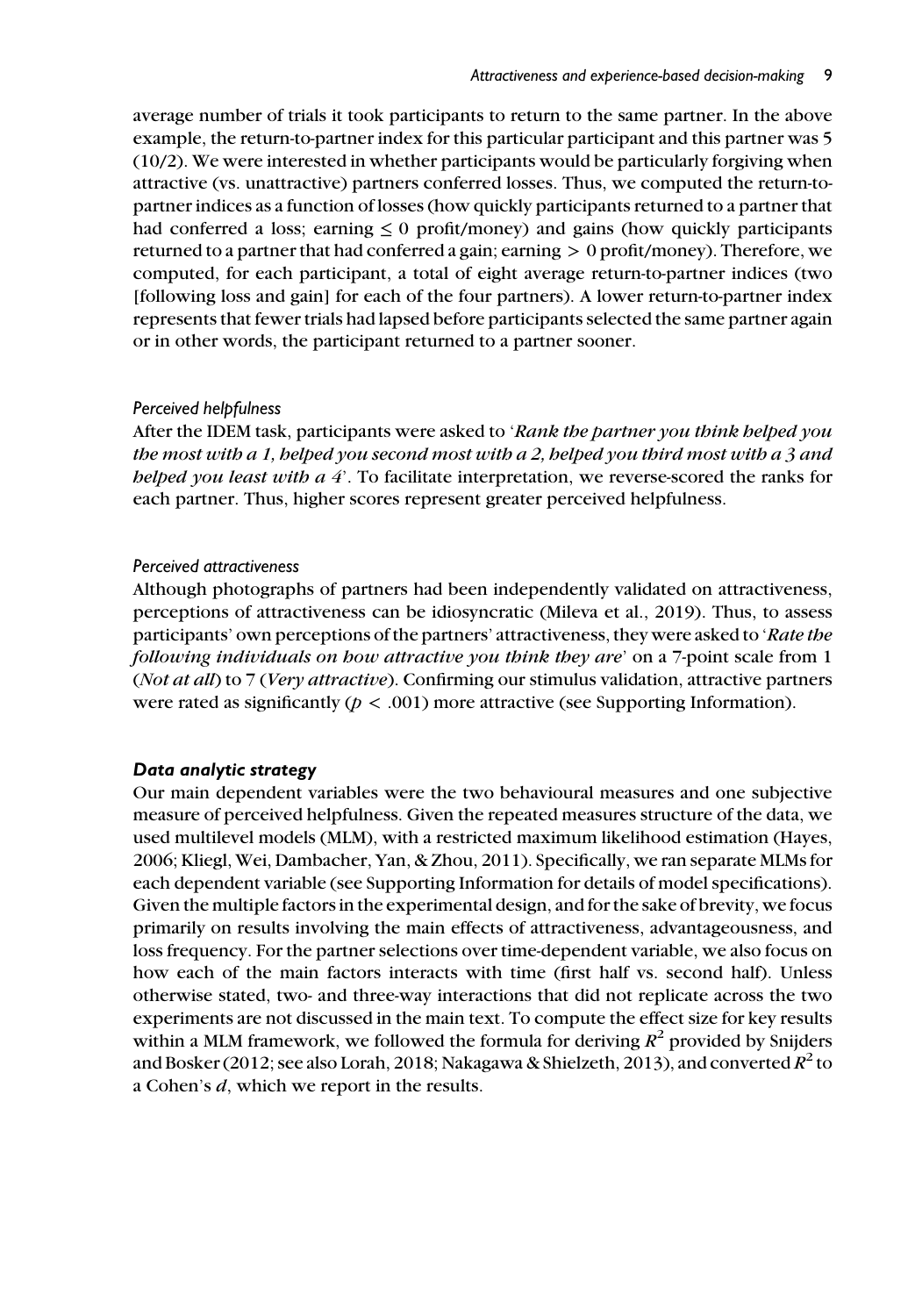average number of trials it took participants to return to the same partner. In the above example, the return-to-partner index for this particular participant and this partner was 5 (10/2). We were interested in whether participants would be particularly forgiving when attractive (vs. unattractive) partners conferred losses. Thus, we computed the return-to-partner indices as a function of losses (how quickly participants returned to a partner that had conferred a loss; earning $\leq 0$ profit/money) and gains (how quickly participants returned to a partner that had conferred a gain; earning $> 0$ profit/money). Therefore, we computed, for each participant, a total of eight average return-to-partner indices (two [following loss and gain] for each of the four partners). A lower return-to-partner index represents that fewer trials had lapsed before participants selected the same partner again or in other words, the participant returned to a partner sooner.

#### *Perceived helpfulness*

After the IDEM task, participants were asked to '***Rank the partner you think helped you the most with a 1, helped you second most with a 2, helped you third most with a 3 and helped you least with a 4***'. To facilitate interpretation, we reverse-scored the ranks for each partner. Thus, higher scores represent greater perceived helpfulness.

#### *Perceived attractiveness*

Although photographs of partners had been independently validated on attractiveness, perceptions of attractiveness can be idiosyncratic (Mileva et al., 2019). Thus, to assess participants' own perceptions of the partners' attractiveness, they were asked to '*Rate the following individuals on how attractive you think they are*' on a 7-point scale from 1 (*Not at all*) to 7 (*Very attractive*). Confirming our stimulus validation, attractive partners were rated as significantly ($p < .001$) more attractive (see Supporting Information).

### ***Data analytic strategy***

Our main dependent variables were the two behavioural measures and one subjective measure of perceived helpfulness. Given the repeated measures structure of the data, we used multilevel models (MLM), with a restricted maximum likelihood estimation (Hayes, 2006; Kliegl, Wei, Dambacher, Yan, & Zhou, 2011). Specifically, we ran separate MLMs for each dependent variable (see Supporting Information for details of model specifications). Given the multiple factors in the experimental design, and for the sake of brevity, we focus primarily on results involving the main effects of attractiveness, advantageousness, and loss frequency. For the partner selections over time-dependent variable, we also focus on how each of the main factors interacts with time (first half vs. second half). Unless otherwise stated, two- and three-way interactions that did not replicate across the two experiments are not discussed in the main text. To compute the effect size for key results within a MLM framework, we followed the formula for deriving $R^2$ provided by Snijders and Bosker (2012; see also Lorah, 2018; Nakagawa & Shielzeth, 2013), and converted $R^2$ to a Cohen's $d$, which we report in the results.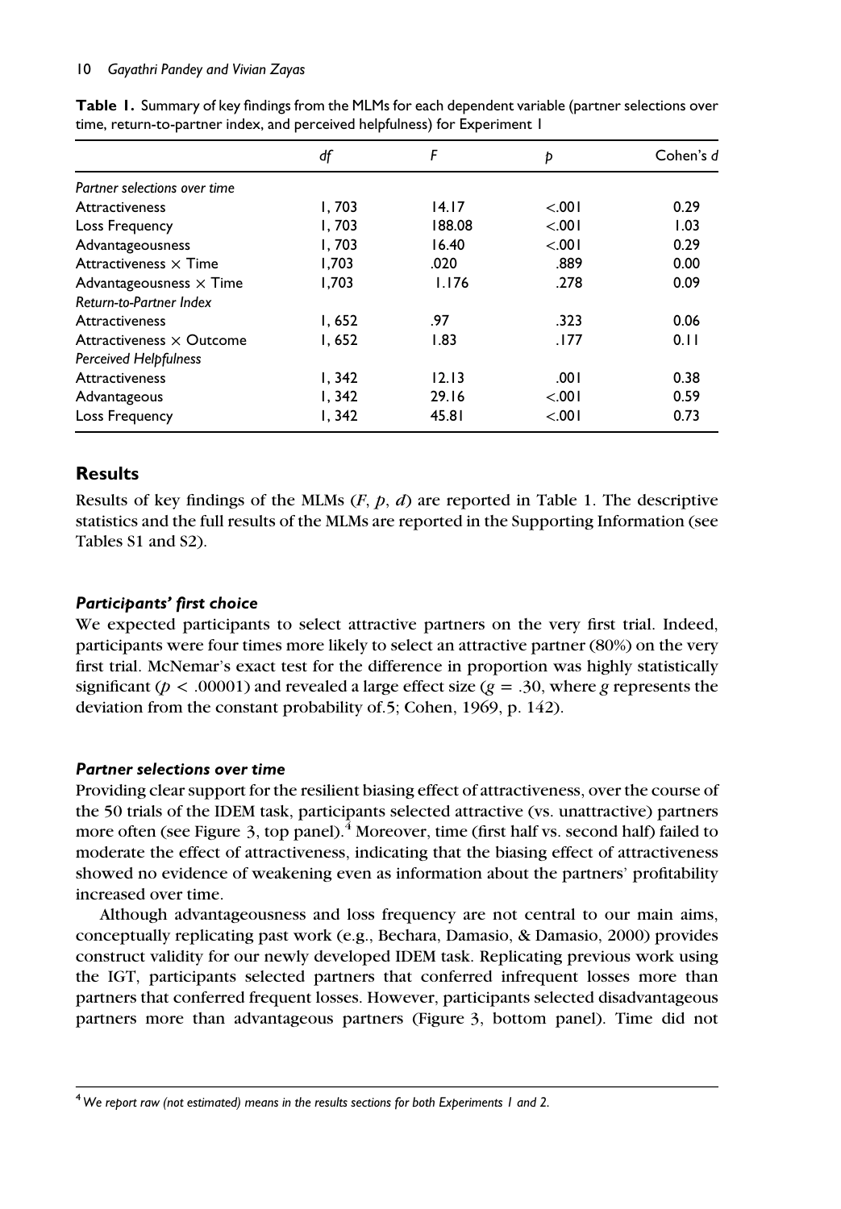**Table 1.** Summary of key findings from the MLMs for each dependent variable (partner selections over time, return-to-partner index, and perceived helpfulness) for Experiment 1

| | *df* | *F* | *p* | Cohen's *d* |
|---|---|---|---|---|
| *Partner selections over time* | | | | |
| Attractiveness | 1, 703 | 14.17 | <.001 | 0.29 |
| Loss Frequency | 1, 703 | 188.08 | <.001 | 1.03 |
| Advantageousness | 1, 703 | 16.40 | <.001 | 0.29 |
| Attractiveness × Time | 1,703 | .020 | .889 | 0.00 |
| Advantageousness × Time | 1,703 | 1.176 | .278 | 0.09 |
| *Return-to-Partner Index* | | | | |
| Attractiveness | 1, 652 | .97 | .323 | 0.06 |
| Attractiveness × Outcome | 1, 652 | 1.83 | .177 | 0.11 |
| *Perceived Helpfulness* | | | | |
| Attractiveness | 1, 342 | 12.13 | .001 | 0.38 |
| Advantageous | 1, 342 | 29.16 | <.001 | 0.59 |
| Loss Frequency | 1, 342 | 45.81 | <.001 | 0.73 |

## Results

Results of key findings of the MLMs ($F$, $p$, $d$) are reported in Table 1. The descriptive statistics and the full results of the MLMs are reported in the Supporting Information (see Tables S1 and S2).

### *Participants' first choice*

We expected participants to select attractive partners on the very first trial. Indeed, participants were four times more likely to select an attractive partner (80%) on the very first trial. McNemar's exact test for the difference in proportion was highly statistically significant ($p < .00001$) and revealed a large effect size ($g = .30$, where $g$ represents the deviation from the constant probability of.5; Cohen, 1969, p. 142).

### *Partner selections over time*

Providing clear support for the resilient biasing effect of attractiveness, over the course of the 50 trials of the IDEM task, participants selected attractive (vs. unattractive) partners more often (see Figure 3, top panel).[4] Moreover, time (first half vs. second half) failed to moderate the effect of attractiveness, indicating that the biasing effect of attractiveness showed no evidence of weakening even as information about the partners' profitability increased over time.

Although advantageousness and loss frequency are not central to our main aims, conceptually replicating past work (e.g., Bechara, Damasio, & Damasio, 2000) provides construct validity for our newly developed IDEM task. Replicating previous work using the IGT, participants selected partners that conferred infrequent losses more than partners that conferred frequent losses. However, participants selected disadvantageous partners more than advantageous partners (Figure 3, bottom panel). Time did not

[4] *We report raw (not estimated) means in the results sections for both Experiments 1 and 2.*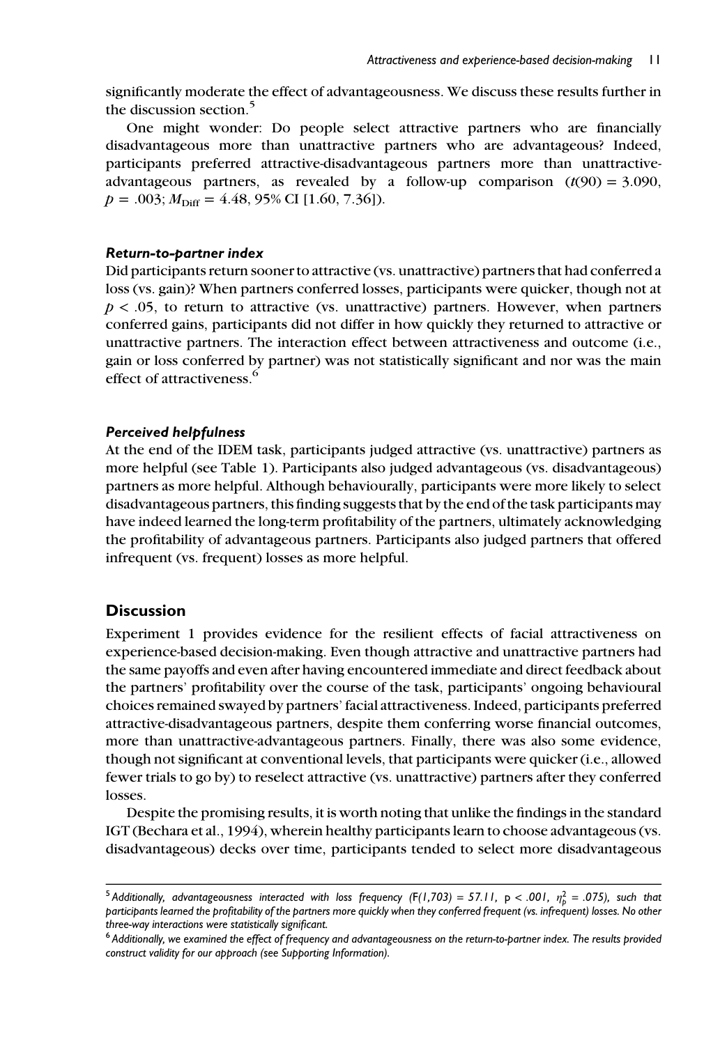significantly moderate the effect of advantageousness. We discuss these results further in the discussion section.[5]

One might wonder: Do people select attractive partners who are financially disadvantageous more than unattractive partners who are advantageous? Indeed, participants preferred attractive-disadvantageous partners more than unattractive-advantageous partners, as revealed by a follow-up comparison ($t(90) = 3.090$, $p = .003$; $M_{\text{Diff}} = 4.48$, 95% CI [1.60, 7.36]).

#### *Return-to-partner index*

Did participants return sooner to attractive (vs. unattractive) partners that had conferred a loss (vs. gain)? When partners conferred losses, participants were quicker, though not at $p < .05$, to return to attractive (vs. unattractive) partners. However, when partners conferred gains, participants did not differ in how quickly they returned to attractive or unattractive partners. The interaction effect between attractiveness and outcome (i.e., gain or loss conferred by partner) was not statistically significant and nor was the main effect of attractiveness.[6]

#### *Perceived helpfulness*

At the end of the IDEM task, participants judged attractive (vs. unattractive) partners as more helpful (see Table 1). Participants also judged advantageous (vs. disadvantageous) partners as more helpful. Although behaviourally, participants were more likely to select disadvantageous partners, this finding suggests that by the end of the task participants may have indeed learned the long-term profitability of the partners, ultimately acknowledging the profitability of advantageous partners. Participants also judged partners that offered infrequent (vs. frequent) losses as more helpful.

### Discussion

Experiment 1 provides evidence for the resilient effects of facial attractiveness on experience-based decision-making. Even though attractive and unattractive partners had the same payoffs and even after having encountered immediate and direct feedback about the partners' profitability over the course of the task, participants' ongoing behavioural choices remained swayed by partners' facial attractiveness. Indeed, participants preferred attractive-disadvantageous partners, despite them conferring worse financial outcomes, more than unattractive-advantageous partners. Finally, there was also some evidence, though not significant at conventional levels, that participants were quicker (i.e., allowed fewer trials to go by) to reselect attractive (vs. unattractive) partners after they conferred losses.

Despite the promising results, it is worth noting that unlike the findings in the standard IGT (Bechara et al., 1994), wherein healthy participants learn to choose advantageous (vs. disadvantageous) decks over time, participants tended to select more disadvantageous

---

[5] *Additionally, advantageousness interacted with loss frequency ($F(1,703) = 57.11$, $p < .001$, $\eta_p^2 = .075$), such that participants learned the profitability of the partners more quickly when they conferred frequent (vs. infrequent) losses. No other three-way interactions were statistically significant.*

[6] *Additionally, we examined the effect of frequency and advantageousness on the return-to-partner index. The results provided construct validity for our approach (see Supporting Information).*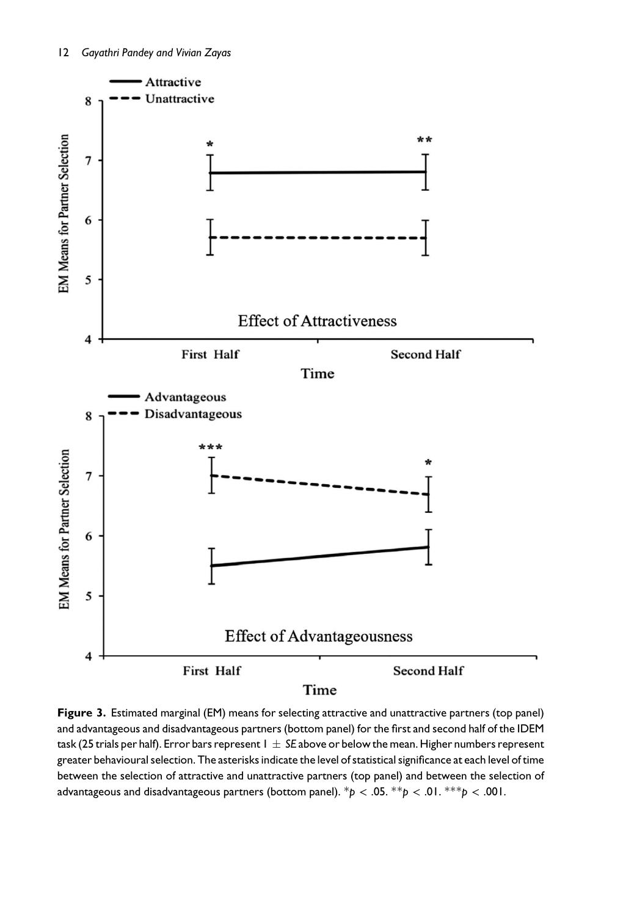**Figure 3.** Estimated marginal (EM) means for selecting attractive and unattractive partners (top panel) and advantageous and disadvantageous partners (bottom panel) for the first and second half of the IDEM task (25 trials per half). Error bars represent $1 \pm SE$ above or below the mean. Higher numbers represent greater behavioural selection. The asterisks indicate the level of statistical significance at each level of time between the selection of attractive and unattractive partners (top panel) and between the selection of advantageous and disadvantageous partners (bottom panel). $^{*}p < .05$. $^{**}p < .01$. $^{***}p < .001$.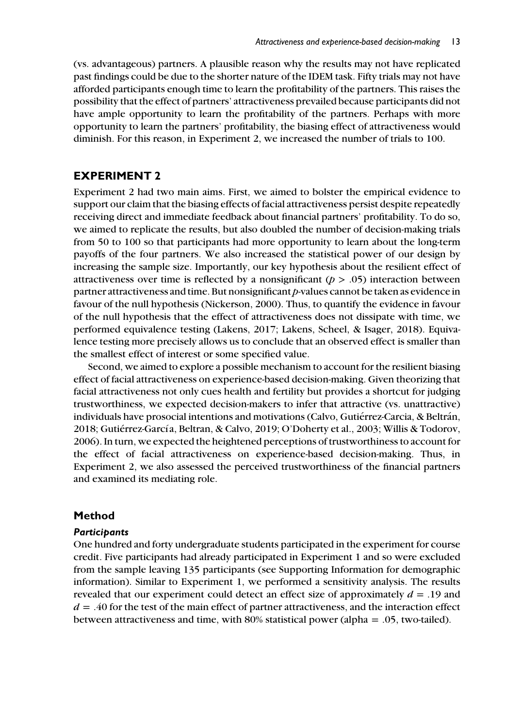(vs. advantageous) partners. A plausible reason why the results may not have replicated past findings could be due to the shorter nature of the IDEM task. Fifty trials may not have afforded participants enough time to learn the profitability of the partners. This raises the possibility that the effect of partners' attractiveness prevailed because participants did not have ample opportunity to learn the profitability of the partners. Perhaps with more opportunity to learn the partners' profitability, the biasing effect of attractiveness would diminish. For this reason, in Experiment 2, we increased the number of trials to 100.

# EXPERIMENT 2

Experiment 2 had two main aims. First, we aimed to bolster the empirical evidence to support our claim that the biasing effects of facial attractiveness persist despite repeatedly receiving direct and immediate feedback about financial partners' profitability. To do so, we aimed to replicate the results, but also doubled the number of decision-making trials from 50 to 100 so that participants had more opportunity to learn about the long-term payoffs of the four partners. We also increased the statistical power of our design by increasing the sample size. Importantly, our key hypothesis about the resilient effect of attractiveness over time is reflected by a nonsignificant ($p > .05$) interaction between partner attractiveness and time. But nonsignificant *p*-values cannot be taken as evidence in favour of the null hypothesis (Nickerson, 2000). Thus, to quantify the evidence in favour of the null hypothesis that the effect of attractiveness does not dissipate with time, we performed equivalence testing (Lakens, 2017; Lakens, Scheel, & Isager, 2018). Equivalence testing more precisely allows us to conclude that an observed effect is smaller than the smallest effect of interest or some specified value.

Second, we aimed to explore a possible mechanism to account for the resilient biasing effect of facial attractiveness on experience-based decision-making. Given theorizing that facial attractiveness not only cues health and fertility but provides a shortcut for judging trustworthiness, we expected decision-makers to infer that attractive (vs. unattractive) individuals have prosocial intentions and motivations (Calvo, Gutiérrez-Carcia, & Beltrán, 2018; Gutiérrez-García, Beltran, & Calvo, 2019; O'Doherty et al., 2003; Willis & Todorov, 2006). In turn, we expected the heightened perceptions of trustworthiness to account for the effect of facial attractiveness on experience-based decision-making. Thus, in Experiment 2, we also assessed the perceived trustworthiness of the financial partners and examined its mediating role.

## Method

### *Participants*

One hundred and forty undergraduate students participated in the experiment for course credit. Five participants had already participated in Experiment 1 and so were excluded from the sample leaving 135 participants (see Supporting Information for demographic information). Similar to Experiment 1, we performed a sensitivity analysis. The results revealed that our experiment could detect an effect size of approximately $d = .19$ and $d = .40$ for the test of the main effect of partner attractiveness, and the interaction effect between attractiveness and time, with 80% statistical power (alpha = .05, two-tailed).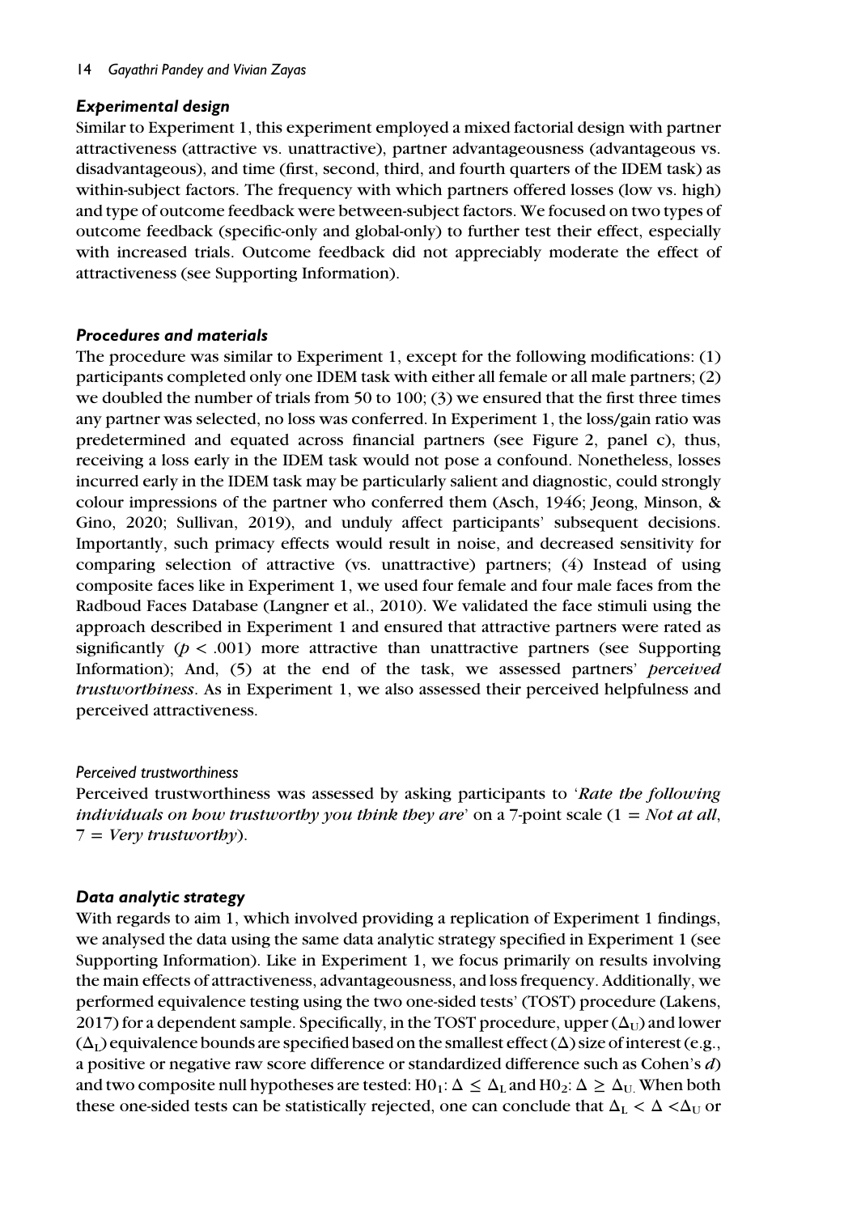### *Experimental design*

Similar to Experiment 1, this experiment employed a mixed factorial design with partner attractiveness (attractive vs. unattractive), partner advantageousness (advantageous vs. disadvantageous), and time (first, second, third, and fourth quarters of the IDEM task) as within-subject factors. The frequency with which partners offered losses (low vs. high) and type of outcome feedback were between-subject factors. We focused on two types of outcome feedback (specific-only and global-only) to further test their effect, especially with increased trials. Outcome feedback did not appreciably moderate the effect of attractiveness (see Supporting Information).

### *Procedures and materials*

The procedure was similar to Experiment 1, except for the following modifications: (1) participants completed only one IDEM task with either all female or all male partners; (2) we doubled the number of trials from 50 to 100; (3) we ensured that the first three times any partner was selected, no loss was conferred. In Experiment 1, the loss/gain ratio was predetermined and equated across financial partners (see Figure 2, panel c), thus, receiving a loss early in the IDEM task would not pose a confound. Nonetheless, losses incurred early in the IDEM task may be particularly salient and diagnostic, could strongly colour impressions of the partner who conferred them (Asch, 1946; Jeong, Minson, & Gino, 2020; Sullivan, 2019), and unduly affect participants' subsequent decisions. Importantly, such primacy effects would result in noise, and decreased sensitivity for comparing selection of attractive (vs. unattractive) partners; (4) Instead of using composite faces like in Experiment 1, we used four female and four male faces from the Radboud Faces Database (Langner et al., 2010). We validated the face stimuli using the approach described in Experiment 1 and ensured that attractive partners were rated as significantly ($p < .001$) more attractive than unattractive partners (see Supporting Information); And, (5) at the end of the task, we assessed partners' *perceived trustworthiness*. As in Experiment 1, we also assessed their perceived helpfulness and perceived attractiveness.

#### *Perceived trustworthiness*

Perceived trustworthiness was assessed by asking participants to '*Rate the following individuals on how trustworthy you think they are*' on a 7-point scale (1 = *Not at all*, 7 = *Very trustworthy*).

### *Data analytic strategy*

With regards to aim 1, which involved providing a replication of Experiment 1 findings, we analysed the data using the same data analytic strategy specified in Experiment 1 (see Supporting Information). Like in Experiment 1, we focus primarily on results involving the main effects of attractiveness, advantageousness, and loss frequency. Additionally, we performed equivalence testing using the two one-sided tests' (TOST) procedure (Lakens, 2017) for a dependent sample. Specifically, in the TOST procedure, upper ($\Delta_U$) and lower ($\Delta_L$) equivalence bounds are specified based on the smallest effect ($\Delta$) size of interest (e.g., a positive or negative raw score difference or standardized difference such as Cohen's *d*) and two composite null hypotheses are tested: $H0_1$: $\Delta \leq \Delta_L$ and $H0_2$: $\Delta \geq \Delta_U$. When both these one-sided tests can be statistically rejected, one can conclude that $\Delta_L < \Delta < \Delta_U$ or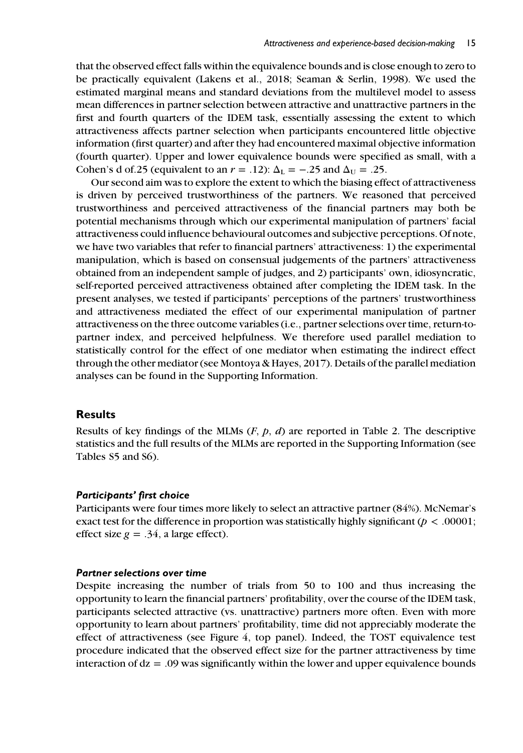that the observed effect falls within the equivalence bounds and is close enough to zero to be practically equivalent (Lakens et al., 2018; Seaman & Serlin, 1998). We used the estimated marginal means and standard deviations from the multilevel model to assess mean differences in partner selection between attractive and unattractive partners in the first and fourth quarters of the IDEM task, essentially assessing the extent to which attractiveness affects partner selection when participants encountered little objective information (first quarter) and after they had encountered maximal objective information (fourth quarter). Upper and lower equivalence bounds were specified as small, with a Cohen's d of.25 (equivalent to an $r = .12$): $\Delta_L = -.25$ and $\Delta_U = .25$.

Our second aim was to explore the extent to which the biasing effect of attractiveness is driven by perceived trustworthiness of the partners. We reasoned that perceived trustworthiness and perceived attractiveness of the financial partners may both be potential mechanisms through which our experimental manipulation of partners' facial attractiveness could influence behavioural outcomes and subjective perceptions. Of note, we have two variables that refer to financial partners' attractiveness: 1) the experimental manipulation, which is based on consensual judgements of the partners' attractiveness obtained from an independent sample of judges, and 2) participants' own, idiosyncratic, self-reported perceived attractiveness obtained after completing the IDEM task. In the present analyses, we tested if participants' perceptions of the partners' trustworthiness and attractiveness mediated the effect of our experimental manipulation of partner attractiveness on the three outcome variables (i.e., partner selections over time, return-to-partner index, and perceived helpfulness. We therefore used parallel mediation to statistically control for the effect of one mediator when estimating the indirect effect through the other mediator (see Montoya & Hayes, 2017). Details of the parallel mediation analyses can be found in the Supporting Information.

## Results

Results of key findings of the MLMs ($F$, $p$, $d$) are reported in Table 2. The descriptive statistics and the full results of the MLMs are reported in the Supporting Information (see Tables S5 and S6).

### *Participants' first choice*

Participants were four times more likely to select an attractive partner (84%). McNemar's exact test for the difference in proportion was statistically highly significant ($p < .00001$; effect size $g = .34$, a large effect).

### *Partner selections over time*

Despite increasing the number of trials from 50 to 100 and thus increasing the opportunity to learn the financial partners' profitability, over the course of the IDEM task, participants selected attractive (vs. unattractive) partners more often. Even with more opportunity to learn about partners' profitability, time did not appreciably moderate the effect of attractiveness (see Figure 4, top panel). Indeed, the TOST equivalence test procedure indicated that the observed effect size for the partner attractiveness by time interaction of $dz = .09$ was significantly within the lower and upper equivalence bounds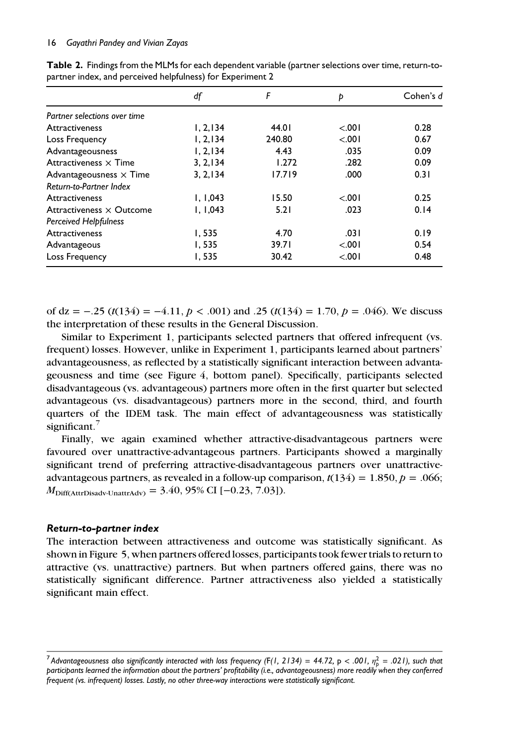**Table 2.** Findings from the MLMs for each dependent variable (partner selections over time, return-to-partner index, and perceived helpfulness) for Experiment 2

| | *df* | *F* | *p* | Cohen's *d* |
|---|---|---|---|---|
| *Partner selections over time* | | | | |
| Attractiveness | 1, 2,134 | 44.01 | <.001 | 0.28 |
| Loss Frequency | 1, 2,134 | 240.80 | <.001 | 0.67 |
| Advantageousness | 1, 2,134 | 4.43 | .035 | 0.09 |
| Attractiveness × Time | 3, 2,134 | 1.272 | .282 | 0.09 |
| Advantageousness × Time | 3, 2,134 | 17.719 | .000 | 0.31 |
| *Return-to-Partner Index* | | | | |
| Attractiveness | 1, 1,043 | 15.50 | <.001 | 0.25 |
| Attractiveness × Outcome | 1, 1,043 | 5.21 | .023 | 0.14 |
| *Perceived Helpfulness* | | | | |
| Attractiveness | 1, 535 | 4.70 | .031 | 0.19 |
| Advantageous | 1, 535 | 39.71 | <.001 | 0.54 |
| Loss Frequency | 1, 535 | 30.42 | <.001 | 0.48 |

of dz = −.25 ($t(134) = -4.11$, $p < .001$) and .25 ($t(134) = 1.70$, $p = .046$). We discuss the interpretation of these results in the General Discussion.

Similar to Experiment 1, participants selected partners that offered infrequent (vs. frequent) losses. However, unlike in Experiment 1, participants learned about partners' advantageousness, as reflected by a statistically significant interaction between advantageousness and time (see Figure 4, bottom panel). Specifically, participants selected disadvantageous (vs. advantageous) partners more often in the first quarter but selected advantageous (vs. disadvantageous) partners more in the second, third, and fourth quarters of the IDEM task. The main effect of advantageousness was statistically significant.[7]

Finally, we again examined whether attractive-disadvantageous partners were favoured over unattractive-advantageous partners. Participants showed a marginally significant trend of preferring attractive-disadvantageous partners over unattractive-advantageous partners, as revealed in a follow-up comparison, $t(134) = 1.850, p = .066$; $M_{\text{Diff(AttrDisadv-UnattrAdv)}} = 3.40$, 95% CI [−0.23, 7.03]).

### *Return-to-partner index*

The interaction between attractiveness and outcome was statistically significant. As shown in Figure 5, when partners offered losses, participants took fewer trials to return to attractive (vs. unattractive) partners. But when partners offered gains, there was no statistically significant difference. Partner attractiveness also yielded a statistically significant main effect.

[7] *Advantageousness also significantly interacted with loss frequency ($F(1, 2134) = 44.72$, $p < .001$, $\eta_p^2 = .021$), such that participants learned the information about the partners' profitability (i.e., advantageousness) more readily when they conferred frequent (vs. infrequent) losses. Lastly, no other three-way interactions were statistically significant.*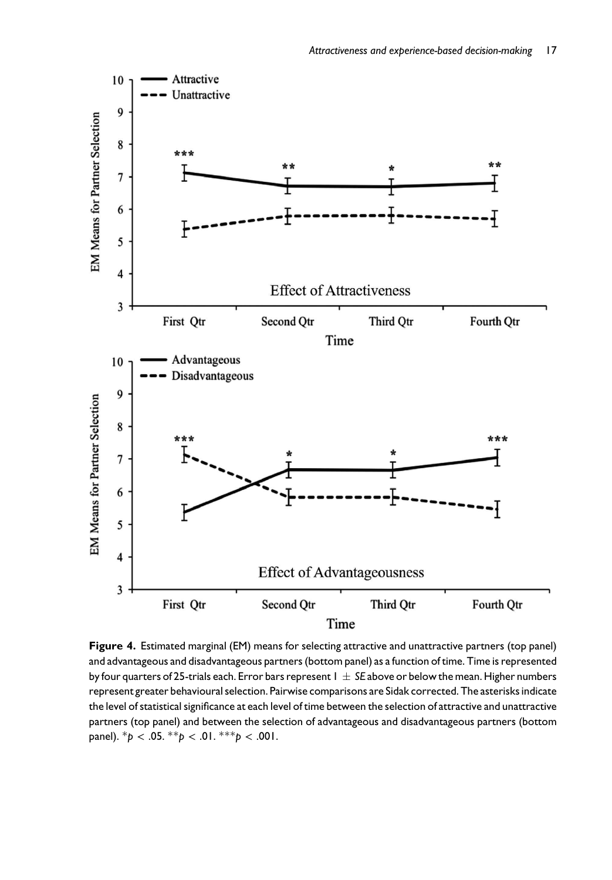**Figure 4.** Estimated marginal (EM) means for selecting attractive and unattractive partners (top panel) and advantageous and disadvantageous partners (bottom panel) as a function of time. Time is represented by four quarters of 25-trials each. Error bars represent $1 \pm SE$ above or below the mean. Higher numbers represent greater behavioural selection. Pairwise comparisons are Sidak corrected. The asterisks indicate the level of statistical significance at each level of time between the selection of attractive and unattractive partners (top panel) and between the selection of advantageous and disadvantageous partners (bottom panel). *$p < .05$. **$p < .01$. ***$p < .001$.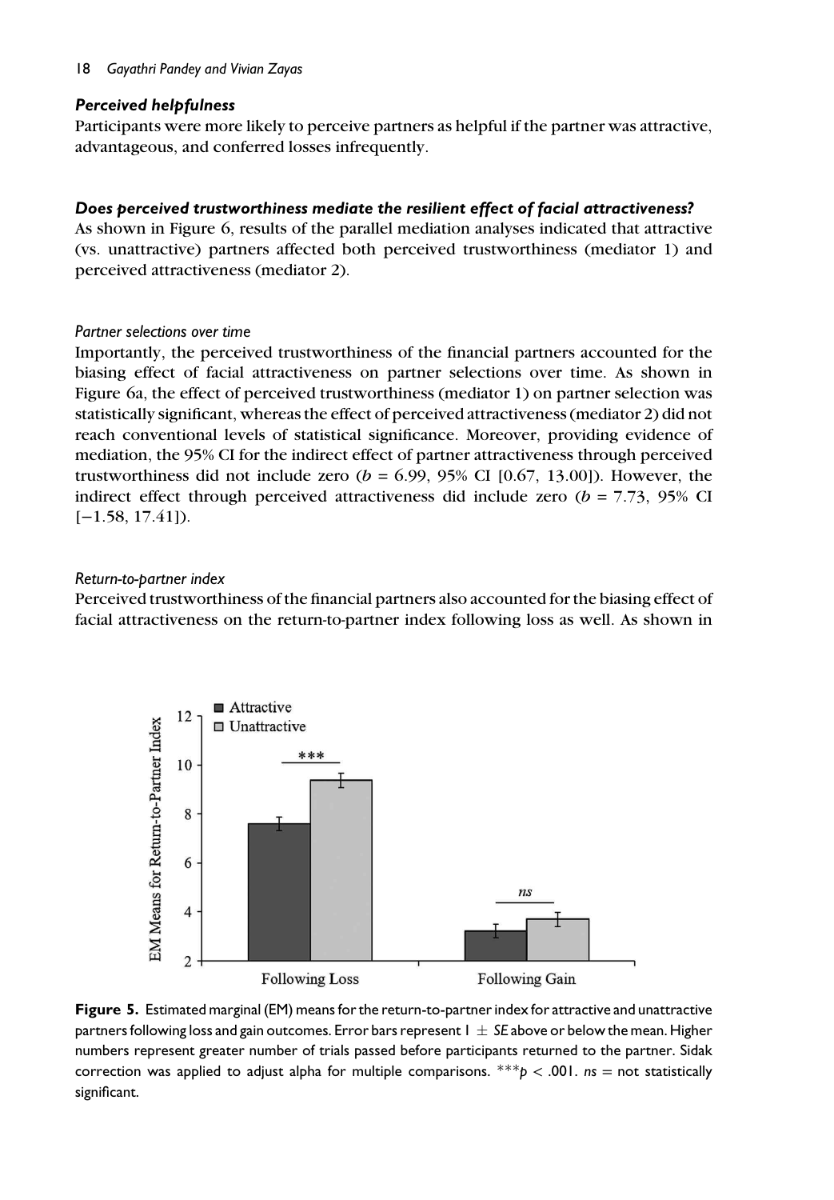### *Perceived helpfulness*

Participants were more likely to perceive partners as helpful if the partner was attractive, advantageous, and conferred losses infrequently.

### *Does perceived trustworthiness mediate the resilient effect of facial attractiveness?*

As shown in Figure 6, results of the parallel mediation analyses indicated that attractive (vs. unattractive) partners affected both perceived trustworthiness (mediator 1) and perceived attractiveness (mediator 2).

#### *Partner selections over time*

Importantly, the perceived trustworthiness of the financial partners accounted for the biasing effect of facial attractiveness on partner selections over time. As shown in Figure 6a, the effect of perceived trustworthiness (mediator 1) on partner selection was statistically significant, whereas the effect of perceived attractiveness (mediator 2) did not reach conventional levels of statistical significance. Moreover, providing evidence of mediation, the 95% CI for the indirect effect of partner attractiveness through perceived trustworthiness did not include zero ($b = 6.99$, 95% CI [0.67, 13.00]). However, the indirect effect through perceived attractiveness did include zero ($b = 7.73$, 95% CI [−1.58, 17.41]).

#### *Return-to-partner index*

Perceived trustworthiness of the financial partners also accounted for the biasing effect of facial attractiveness on the return-to-partner index following loss as well. As shown in

**Figure 5.** Estimated marginal (EM) means for the return-to-partner index for attractive and unattractive partners following loss and gain outcomes. Error bars represent $1 \pm SE$ above or below the mean. Higher numbers represent greater number of trials passed before participants returned to the partner. Sidak correction was applied to adjust alpha for multiple comparisons. $^{***}p < .001$. *ns* = not statistically significant.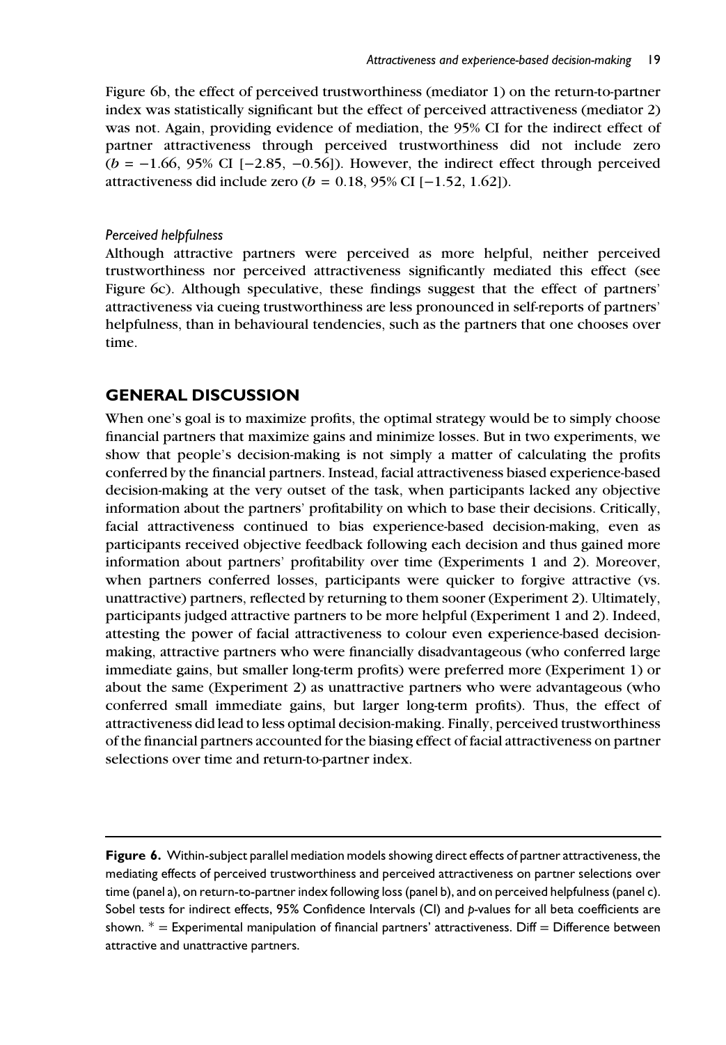Figure 6b, the effect of perceived trustworthiness (mediator 1) on the return-to-partner index was statistically significant but the effect of perceived attractiveness (mediator 2) was not. Again, providing evidence of mediation, the 95% CI for the indirect effect of partner attractiveness through perceived trustworthiness did not include zero ($b = -1.66$, 95% CI $[-2.85, -0.56]$). However, the indirect effect through perceived attractiveness did include zero ($b = 0.18$, 95% CI $[-1.52, 1.62]$).

### *Perceived helpfulness*

Although attractive partners were perceived as more helpful, neither perceived trustworthiness nor perceived attractiveness significantly mediated this effect (see Figure 6c). Although speculative, these findings suggest that the effect of partners' attractiveness via cueing trustworthiness are less pronounced in self-reports of partners' helpfulness, than in behavioural tendencies, such as the partners that one chooses over time.

## GENERAL DISCUSSION

When one's goal is to maximize profits, the optimal strategy would be to simply choose financial partners that maximize gains and minimize losses. But in two experiments, we show that people's decision-making is not simply a matter of calculating the profits conferred by the financial partners. Instead, facial attractiveness biased experience-based decision-making at the very outset of the task, when participants lacked any objective information about the partners' profitability on which to base their decisions. Critically, facial attractiveness continued to bias experience-based decision-making, even as participants received objective feedback following each decision and thus gained more information about partners' profitability over time (Experiments 1 and 2). Moreover, when partners conferred losses, participants were quicker to forgive attractive (vs. unattractive) partners, reflected by returning to them sooner (Experiment 2). Ultimately, participants judged attractive partners to be more helpful (Experiment 1 and 2). Indeed, attesting the power of facial attractiveness to colour even experience-based decision-making, attractive partners who were financially disadvantageous (who conferred large immediate gains, but smaller long-term profits) were preferred more (Experiment 1) or about the same (Experiment 2) as unattractive partners who were advantageous (who conferred small immediate gains, but larger long-term profits). Thus, the effect of attractiveness did lead to less optimal decision-making. Finally, perceived trustworthiness of the financial partners accounted for the biasing effect of facial attractiveness on partner selections over time and return-to-partner index.

**Figure 6.** Within-subject parallel mediation models showing direct effects of partner attractiveness, the mediating effects of perceived trustworthiness and perceived attractiveness on partner selections over time (panel a), on return-to-partner index following loss (panel b), and on perceived helpfulness (panel c). Sobel tests for indirect effects, 95% Confidence Intervals (CI) and *p*-values for all beta coefficients are shown. * = Experimental manipulation of financial partners' attractiveness. Diff = Difference between attractive and unattractive partners.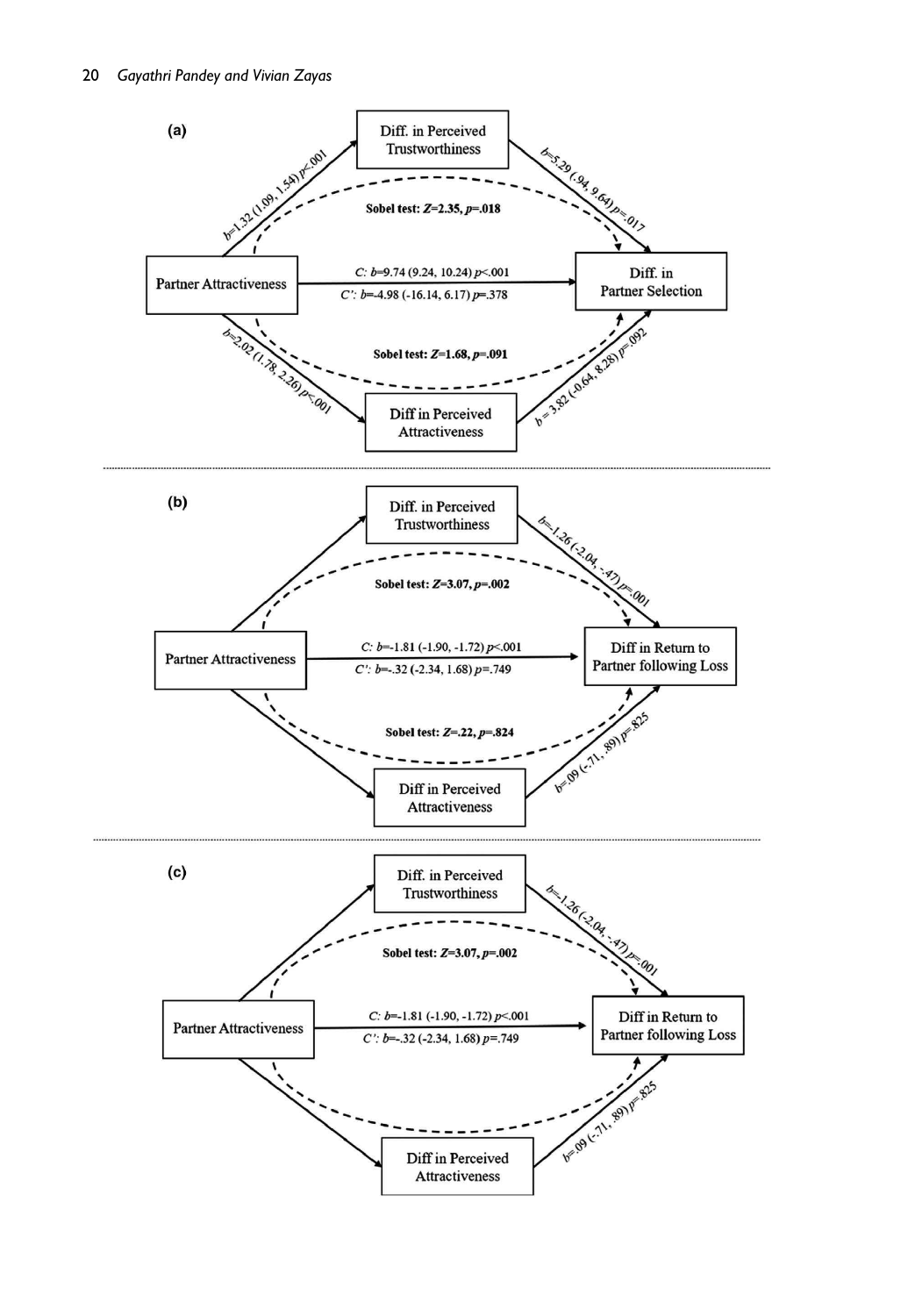**(a)**

Diff. in Perceived Trustworthiness

Partner Attractiveness → Diff. in Perceived Trustworthiness: $b$=1.32 (1.09, 1.54) $p$<.001

Diff. in Perceived Trustworthiness → Diff. in Partner Selection: $b$=5.29 (.94, 9.64) $p$=.017

**Sobel test: $Z$=2.35, $p$=.018**

Partner Attractiveness → Diff. in Partner Selection

$C$: $b$=9.74 (9.24, 10.24) $p$<.001

$C'$: $b$=-4.98 (-16.14, 6.17) $p$=.378

**Sobel test: $Z$=1.68, $p$=.091**

Partner Attractiveness → Diff in Perceived Attractiveness: $b$=2.02 (1.78, 2.26) $p$<.001

Diff in Perceived Attractiveness → Diff. in Partner Selection: $b$ = 3.82 (-0.64, 8.28) $p$=.092

---

**(b)**

Diff. in Perceived Trustworthiness

Diff. in Perceived Trustworthiness → Diff in Return to Partner following Loss: $b$=-1.26 (-2.04, -.47) $p$=.001

**Sobel test: $Z$=3.07, $p$=.002**

Partner Attractiveness → Diff in Return to Partner following Loss

$C$: $b$=-1.81 (-1.90, -1.72) $p$<.001

$C'$: $b$=-.32 (-2.34, 1.68) $p$=.749

**Sobel test: $Z$=.22, $p$=.824**

Diff in Perceived Attractiveness

Diff in Perceived Attractiveness → Diff in Return to Partner following Loss: $b$=.09 (-.71, .89) $p$=.825

---

**(c)**

Diff. in Perceived Trustworthiness

Diff. in Perceived Trustworthiness → Diff in Return to Partner following Loss: $b$=-1.26 (-2.04, -.47) $p$=.001

**Sobel test: $Z$=3.07, $p$=.002**

Partner Attractiveness → Diff in Return to Partner following Loss

$C$: $b$=-1.81 (-1.90, -1.72) $p$<.001

$C'$: $b$=-.32 (-2.34, 1.68) $p$=.749

Diff in Perceived Attractiveness

Diff in Perceived Attractiveness → Diff in Return to Partner following Loss: $b$=.09 (-.71, .89) $p$=.825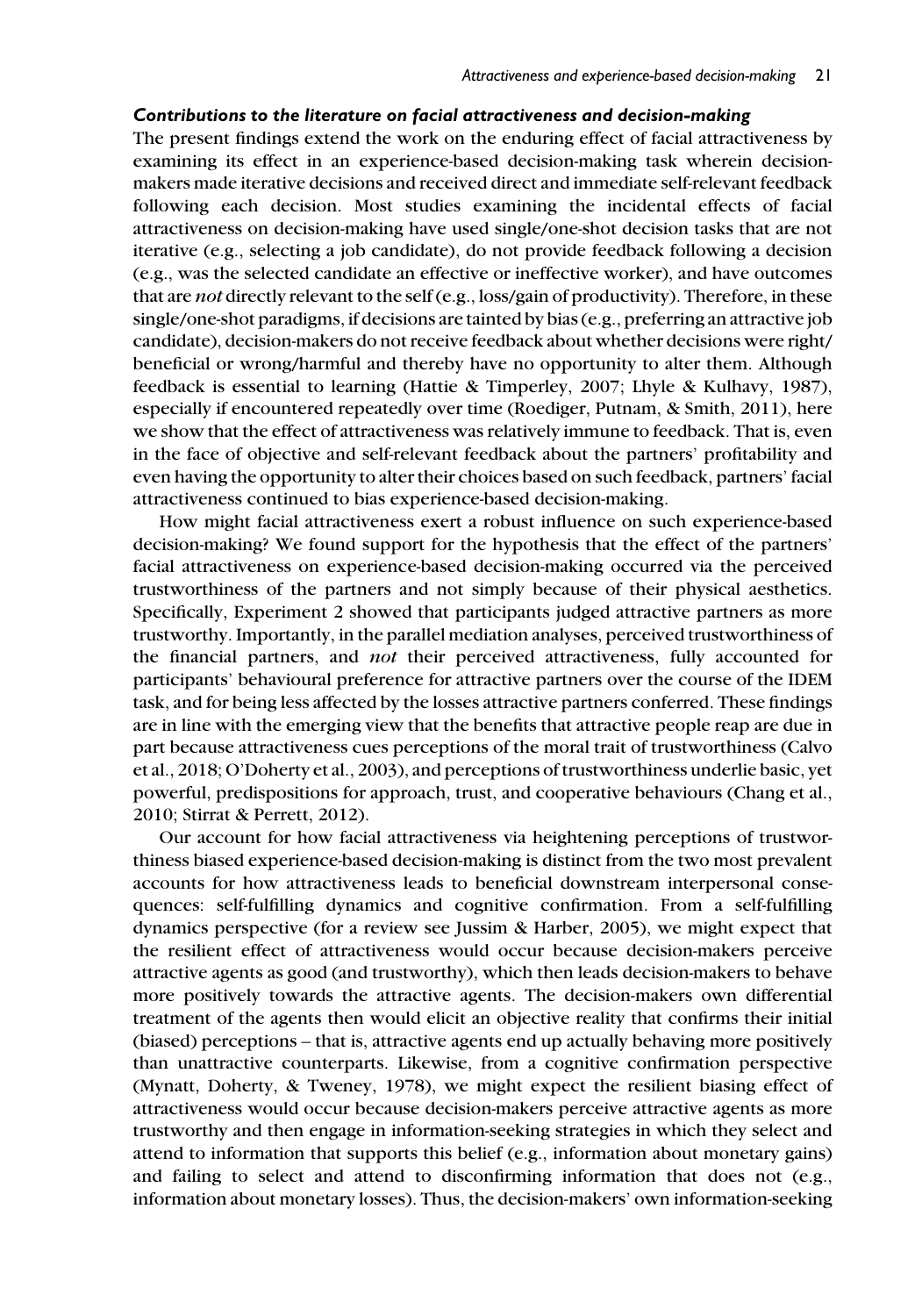### *Contributions to the literature on facial attractiveness and decision-making*

The present findings extend the work on the enduring effect of facial attractiveness by examining its effect in an experience-based decision-making task wherein decision-makers made iterative decisions and received direct and immediate self-relevant feedback following each decision. Most studies examining the incidental effects of facial attractiveness on decision-making have used single/one-shot decision tasks that are not iterative (e.g., selecting a job candidate), do not provide feedback following a decision (e.g., was the selected candidate an effective or ineffective worker), and have outcomes that are *not* directly relevant to the self (e.g., loss/gain of productivity). Therefore, in these single/one-shot paradigms, if decisions are tainted by bias (e.g., preferring an attractive job candidate), decision-makers do not receive feedback about whether decisions were right/beneficial or wrong/harmful and thereby have no opportunity to alter them. Although feedback is essential to learning (Hattie & Timperley, 2007; Lhyle & Kulhavy, 1987), especially if encountered repeatedly over time (Roediger, Putnam, & Smith, 2011), here we show that the effect of attractiveness was relatively immune to feedback. That is, even in the face of objective and self-relevant feedback about the partners' profitability and even having the opportunity to alter their choices based on such feedback, partners' facial attractiveness continued to bias experience-based decision-making.

How might facial attractiveness exert a robust influence on such experience-based decision-making? We found support for the hypothesis that the effect of the partners' facial attractiveness on experience-based decision-making occurred via the perceived trustworthiness of the partners and not simply because of their physical aesthetics. Specifically, Experiment 2 showed that participants judged attractive partners as more trustworthy. Importantly, in the parallel mediation analyses, perceived trustworthiness of the financial partners, and *not* their perceived attractiveness, fully accounted for participants' behavioural preference for attractive partners over the course of the IDEM task, and for being less affected by the losses attractive partners conferred. These findings are in line with the emerging view that the benefits that attractive people reap are due in part because attractiveness cues perceptions of the moral trait of trustworthiness (Calvo et al., 2018; O'Doherty et al., 2003), and perceptions of trustworthiness underlie basic, yet powerful, predispositions for approach, trust, and cooperative behaviours (Chang et al., 2010; Stirrat & Perrett, 2012).

Our account for how facial attractiveness via heightening perceptions of trustworthiness biased experience-based decision-making is distinct from the two most prevalent accounts for how attractiveness leads to beneficial downstream interpersonal consequences: self-fulfilling dynamics and cognitive confirmation. From a self-fulfilling dynamics perspective (for a review see Jussim & Harber, 2005), we might expect that the resilient effect of attractiveness would occur because decision-makers perceive attractive agents as good (and trustworthy), which then leads decision-makers to behave more positively towards the attractive agents. The decision-makers own differential treatment of the agents then would elicit an objective reality that confirms their initial (biased) perceptions – that is, attractive agents end up actually behaving more positively than unattractive counterparts. Likewise, from a cognitive confirmation perspective (Mynatt, Doherty, & Tweney, 1978), we might expect the resilient biasing effect of attractiveness would occur because decision-makers perceive attractive agents as more trustworthy and then engage in information-seeking strategies in which they select and attend to information that supports this belief (e.g., information about monetary gains) and failing to select and attend to disconfirming information that does not (e.g., information about monetary losses). Thus, the decision-makers' own information-seeking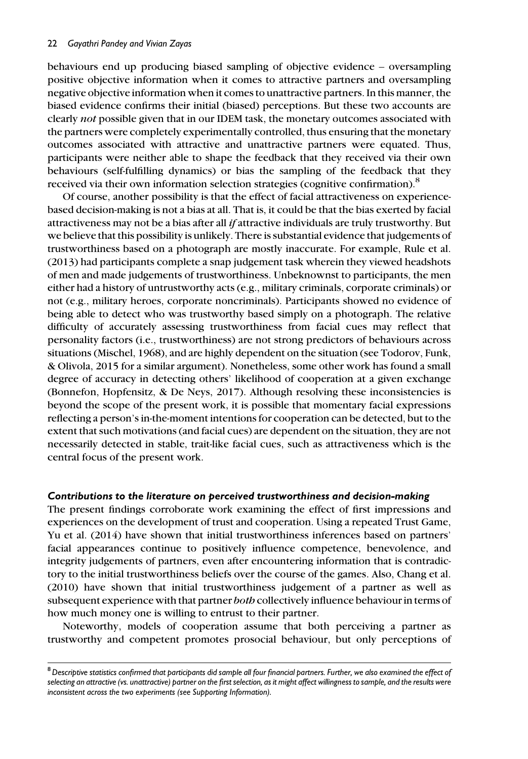behaviours end up producing biased sampling of objective evidence – oversampling positive objective information when it comes to attractive partners and oversampling negative objective information when it comes to unattractive partners. In this manner, the biased evidence confirms their initial (biased) perceptions. But these two accounts are clearly *not* possible given that in our IDEM task, the monetary outcomes associated with the partners were completely experimentally controlled, thus ensuring that the monetary outcomes associated with attractive and unattractive partners were equated. Thus, participants were neither able to shape the feedback that they received via their own behaviours (self-fulfilling dynamics) or bias the sampling of the feedback that they received via their own information selection strategies (cognitive confirmation).[8]

Of course, another possibility is that the effect of facial attractiveness on experience-based decision-making is not a bias at all. That is, it could be that the bias exerted by facial attractiveness may not be a bias after all *if* attractive individuals are truly trustworthy. But we believe that this possibility is unlikely. There is substantial evidence that judgements of trustworthiness based on a photograph are mostly inaccurate. For example, Rule et al. (2013) had participants complete a snap judgement task wherein they viewed headshots of men and made judgements of trustworthiness. Unbeknownst to participants, the men either had a history of untrustworthy acts (e.g., military criminals, corporate criminals) or not (e.g., military heroes, corporate noncriminals). Participants showed no evidence of being able to detect who was trustworthy based simply on a photograph. The relative difficulty of accurately assessing trustworthiness from facial cues may reflect that personality factors (i.e., trustworthiness) are not strong predictors of behaviours across situations (Mischel, 1968), and are highly dependent on the situation (see Todorov, Funk, & Olivola, 2015 for a similar argument). Nonetheless, some other work has found a small degree of accuracy in detecting others' likelihood of cooperation at a given exchange (Bonnefon, Hopfensitz, & De Neys, 2017). Although resolving these inconsistencies is beyond the scope of the present work, it is possible that momentary facial expressions reflecting a person's in-the-moment intentions for cooperation can be detected, but to the extent that such motivations (and facial cues) are dependent on the situation, they are not necessarily detected in stable, trait-like facial cues, such as attractiveness which is the central focus of the present work.

### *Contributions to the literature on perceived trustworthiness and decision-making*

The present findings corroborate work examining the effect of first impressions and experiences on the development of trust and cooperation. Using a repeated Trust Game, Yu et al. (2014) have shown that initial trustworthiness inferences based on partners' facial appearances continue to positively influence competence, benevolence, and integrity judgements of partners, even after encountering information that is contradictory to the initial trustworthiness beliefs over the course of the games. Also, Chang et al. (2010) have shown that initial trustworthiness judgement of a partner as well as subsequent experience with that partner *both* collectively influence behaviour in terms of how much money one is willing to entrust to their partner.

Noteworthy, models of cooperation assume that both perceiving a partner as trustworthy and competent promotes prosocial behaviour, but only perceptions of

[8] *Descriptive statistics confirmed that participants did sample all four financial partners. Further, we also examined the effect of selecting an attractive (vs. unattractive) partner on the first selection, as it might affect willingness to sample, and the results were inconsistent across the two experiments (see Supporting Information).*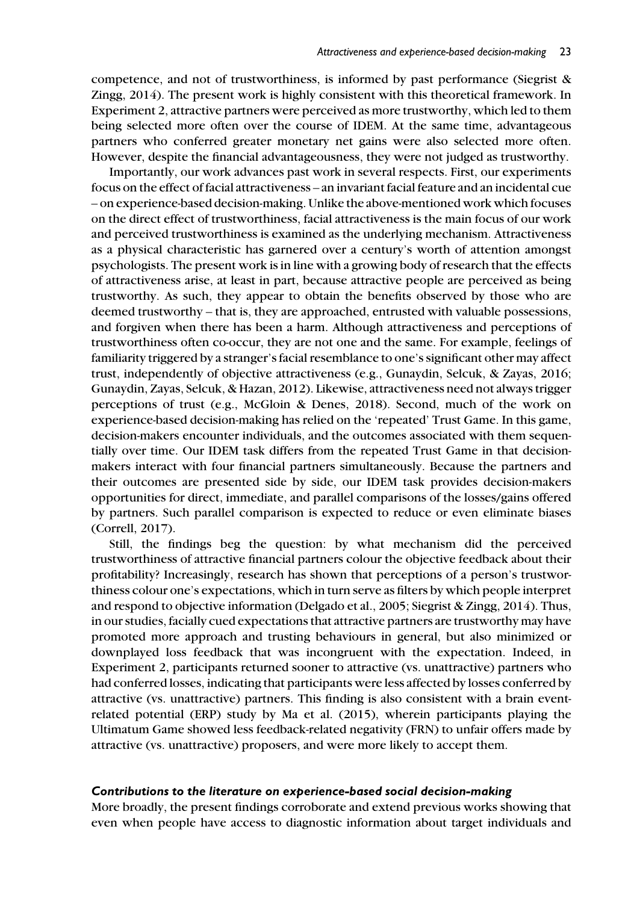competence, and not of trustworthiness, is informed by past performance (Siegrist & Zingg, 2014). The present work is highly consistent with this theoretical framework. In Experiment 2, attractive partners were perceived as more trustworthy, which led to them being selected more often over the course of IDEM. At the same time, advantageous partners who conferred greater monetary net gains were also selected more often. However, despite the financial advantageousness, they were not judged as trustworthy.

Importantly, our work advances past work in several respects. First, our experiments focus on the effect of facial attractiveness – an invariant facial feature and an incidental cue – on experience-based decision-making. Unlike the above-mentioned work which focuses on the direct effect of trustworthiness, facial attractiveness is the main focus of our work and perceived trustworthiness is examined as the underlying mechanism. Attractiveness as a physical characteristic has garnered over a century's worth of attention amongst psychologists. The present work is in line with a growing body of research that the effects of attractiveness arise, at least in part, because attractive people are perceived as being trustworthy. As such, they appear to obtain the benefits observed by those who are deemed trustworthy – that is, they are approached, entrusted with valuable possessions, and forgiven when there has been a harm. Although attractiveness and perceptions of trustworthiness often co-occur, they are not one and the same. For example, feelings of familiarity triggered by a stranger's facial resemblance to one's significant other may affect trust, independently of objective attractiveness (e.g., Gunaydin, Selcuk, & Zayas, 2016; Gunaydin, Zayas, Selcuk, & Hazan, 2012). Likewise, attractiveness need not always trigger perceptions of trust (e.g., McGloin & Denes, 2018). Second, much of the work on experience-based decision-making has relied on the 'repeated' Trust Game. In this game, decision-makers encounter individuals, and the outcomes associated with them sequentially over time. Our IDEM task differs from the repeated Trust Game in that decision-makers interact with four financial partners simultaneously. Because the partners and their outcomes are presented side by side, our IDEM task provides decision-makers opportunities for direct, immediate, and parallel comparisons of the losses/gains offered by partners. Such parallel comparison is expected to reduce or even eliminate biases (Correll, 2017).

Still, the findings beg the question: by what mechanism did the perceived trustworthiness of attractive financial partners colour the objective feedback about their profitability? Increasingly, research has shown that perceptions of a person's trustworthiness colour one's expectations, which in turn serve as filters by which people interpret and respond to objective information (Delgado et al., 2005; Siegrist & Zingg, 2014). Thus, in our studies, facially cued expectations that attractive partners are trustworthy may have promoted more approach and trusting behaviours in general, but also minimized or downplayed loss feedback that was incongruent with the expectation. Indeed, in Experiment 2, participants returned sooner to attractive (vs. unattractive) partners who had conferred losses, indicating that participants were less affected by losses conferred by attractive (vs. unattractive) partners. This finding is also consistent with a brain event-related potential (ERP) study by Ma et al. (2015), wherein participants playing the Ultimatum Game showed less feedback-related negativity (FRN) to unfair offers made by attractive (vs. unattractive) proposers, and were more likely to accept them.

### *Contributions to the literature on experience-based social decision-making*

More broadly, the present findings corroborate and extend previous works showing that even when people have access to diagnostic information about target individuals and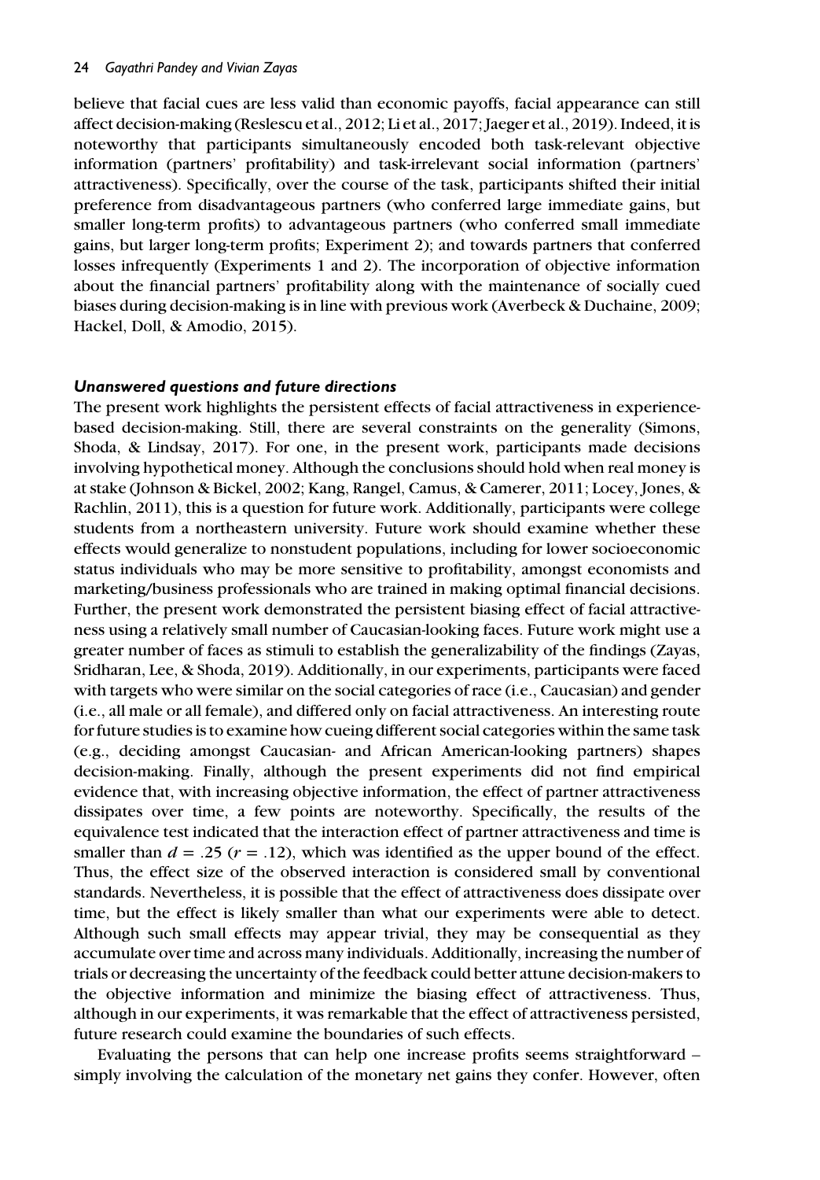believe that facial cues are less valid than economic payoffs, facial appearance can still affect decision-making (Reslescu et al., 2012; Li et al., 2017; Jaeger et al., 2019). Indeed, it is noteworthy that participants simultaneously encoded both task-relevant objective information (partners' profitability) and task-irrelevant social information (partners' attractiveness). Specifically, over the course of the task, participants shifted their initial preference from disadvantageous partners (who conferred large immediate gains, but smaller long-term profits) to advantageous partners (who conferred small immediate gains, but larger long-term profits; Experiment 2); and towards partners that conferred losses infrequently (Experiments 1 and 2). The incorporation of objective information about the financial partners' profitability along with the maintenance of socially cued biases during decision-making is in line with previous work (Averbeck & Duchaine, 2009; Hackel, Doll, & Amodio, 2015).

### *Unanswered questions and future directions*

The present work highlights the persistent effects of facial attractiveness in experience-based decision-making. Still, there are several constraints on the generality (Simons, Shoda, & Lindsay, 2017). For one, in the present work, participants made decisions involving hypothetical money. Although the conclusions should hold when real money is at stake (Johnson & Bickel, 2002; Kang, Rangel, Camus, & Camerer, 2011; Locey, Jones, & Rachlin, 2011), this is a question for future work. Additionally, participants were college students from a northeastern university. Future work should examine whether these effects would generalize to nonstudent populations, including for lower socioeconomic status individuals who may be more sensitive to profitability, amongst economists and marketing/business professionals who are trained in making optimal financial decisions. Further, the present work demonstrated the persistent biasing effect of facial attractiveness using a relatively small number of Caucasian-looking faces. Future work might use a greater number of faces as stimuli to establish the generalizability of the findings (Zayas, Sridharan, Lee, & Shoda, 2019). Additionally, in our experiments, participants were faced with targets who were similar on the social categories of race (i.e., Caucasian) and gender (i.e., all male or all female), and differed only on facial attractiveness. An interesting route for future studies is to examine how cueing different social categories within the same task (e.g., deciding amongst Caucasian- and African American-looking partners) shapes decision-making. Finally, although the present experiments did not find empirical evidence that, with increasing objective information, the effect of partner attractiveness dissipates over time, a few points are noteworthy. Specifically, the results of the equivalence test indicated that the interaction effect of partner attractiveness and time is smaller than $d = .25$ ($r = .12$), which was identified as the upper bound of the effect. Thus, the effect size of the observed interaction is considered small by conventional standards. Nevertheless, it is possible that the effect of attractiveness does dissipate over time, but the effect is likely smaller than what our experiments were able to detect. Although such small effects may appear trivial, they may be consequential as they accumulate over time and across many individuals. Additionally, increasing the number of trials or decreasing the uncertainty of the feedback could better attune decision-makers to the objective information and minimize the biasing effect of attractiveness. Thus, although in our experiments, it was remarkable that the effect of attractiveness persisted, future research could examine the boundaries of such effects.

Evaluating the persons that can help one increase profits seems straightforward – simply involving the calculation of the monetary net gains they confer. However, often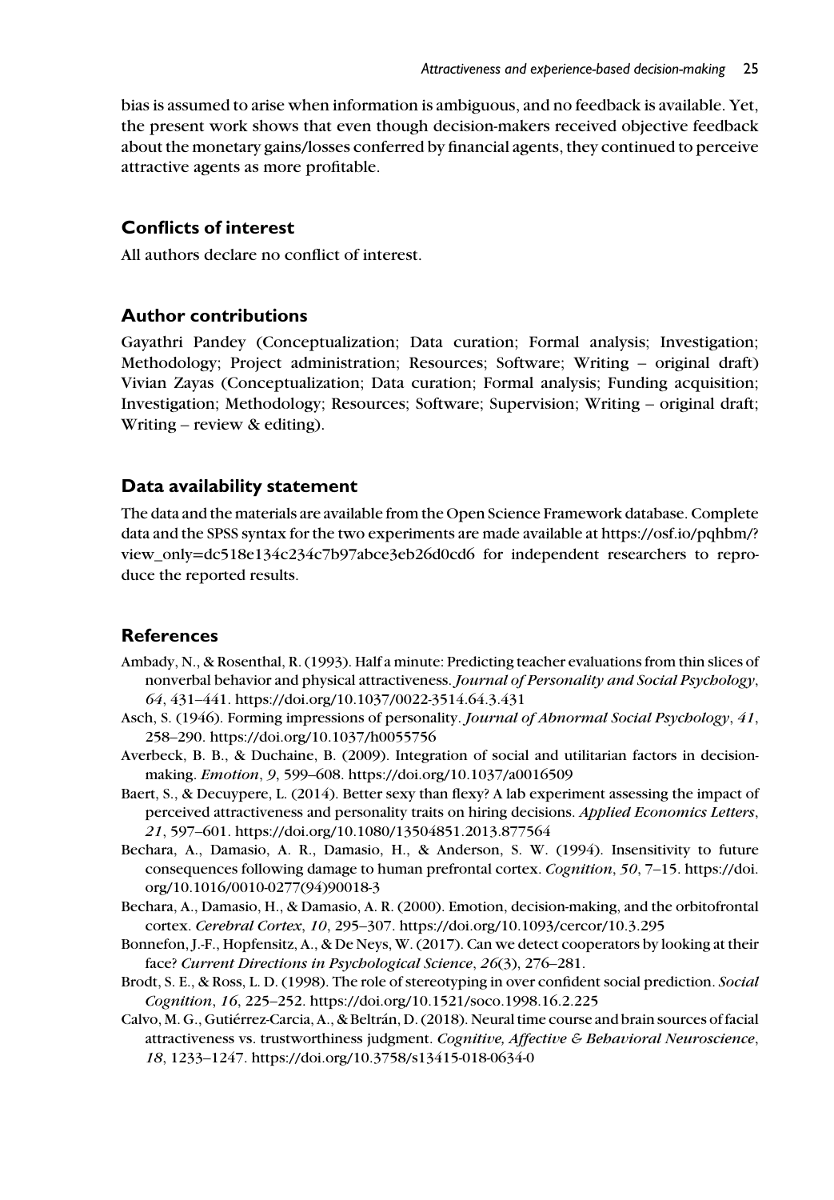bias is assumed to arise when information is ambiguous, and no feedback is available. Yet, the present work shows that even though decision-makers received objective feedback about the monetary gains/losses conferred by financial agents, they continued to perceive attractive agents as more profitable.

## Conflicts of interest

All authors declare no conflict of interest.

## Author contributions

Gayathri Pandey (Conceptualization; Data curation; Formal analysis; Investigation; Methodology; Project administration; Resources; Software; Writing – original draft) Vivian Zayas (Conceptualization; Data curation; Formal analysis; Funding acquisition; Investigation; Methodology; Resources; Software; Supervision; Writing – original draft; Writing – review & editing).

## Data availability statement

The data and the materials are available from the Open Science Framework database. Complete data and the SPSS syntax for the two experiments are made available at https://osf.io/pqhbm/?view_only=dc518e134c234c7b97abce3eb26d0cd6 for independent researchers to reproduce the reported results.

## References

Ambady, N., & Rosenthal, R. (1993). Half a minute: Predicting teacher evaluations from thin slices of nonverbal behavior and physical attractiveness. *Journal of Personality and Social Psychology*, *64*, 431–441. https://doi.org/10.1037/0022-3514.64.3.431

Asch, S. (1946). Forming impressions of personality. *Journal of Abnormal Social Psychology*, *41*, 258–290. https://doi.org/10.1037/h0055756

Averbeck, B. B., & Duchaine, B. (2009). Integration of social and utilitarian factors in decision-making. *Emotion*, *9*, 599–608. https://doi.org/10.1037/a0016509

Baert, S., & Decuypere, L. (2014). Better sexy than flexy? A lab experiment assessing the impact of perceived attractiveness and personality traits on hiring decisions. *Applied Economics Letters*, *21*, 597–601. https://doi.org/10.1080/13504851.2013.877564

Bechara, A., Damasio, A. R., Damasio, H., & Anderson, S. W. (1994). Insensitivity to future consequences following damage to human prefrontal cortex. *Cognition*, *50*, 7–15. https://doi.org/10.1016/0010-0277(94)90018-3

Bechara, A., Damasio, H., & Damasio, A. R. (2000). Emotion, decision-making, and the orbitofrontal cortex. *Cerebral Cortex*, *10*, 295–307. https://doi.org/10.1093/cercor/10.3.295

Bonnefon, J.-F., Hopfensitz, A., & De Neys, W. (2017). Can we detect cooperators by looking at their face? *Current Directions in Psychological Science*, *26*(3), 276–281.

Brodt, S. E., & Ross, L. D. (1998). The role of stereotyping in over confident social prediction. *Social Cognition*, *16*, 225–252. https://doi.org/10.1521/soco.1998.16.2.225

Calvo, M. G., Gutiérrez-Carcia, A., & Beltrán, D. (2018). Neural time course and brain sources of facial attractiveness vs. trustworthiness judgment. *Cognitive, Affective & Behavioral Neuroscience*, *18*, 1233–1247. https://doi.org/10.3758/s13415-018-0634-0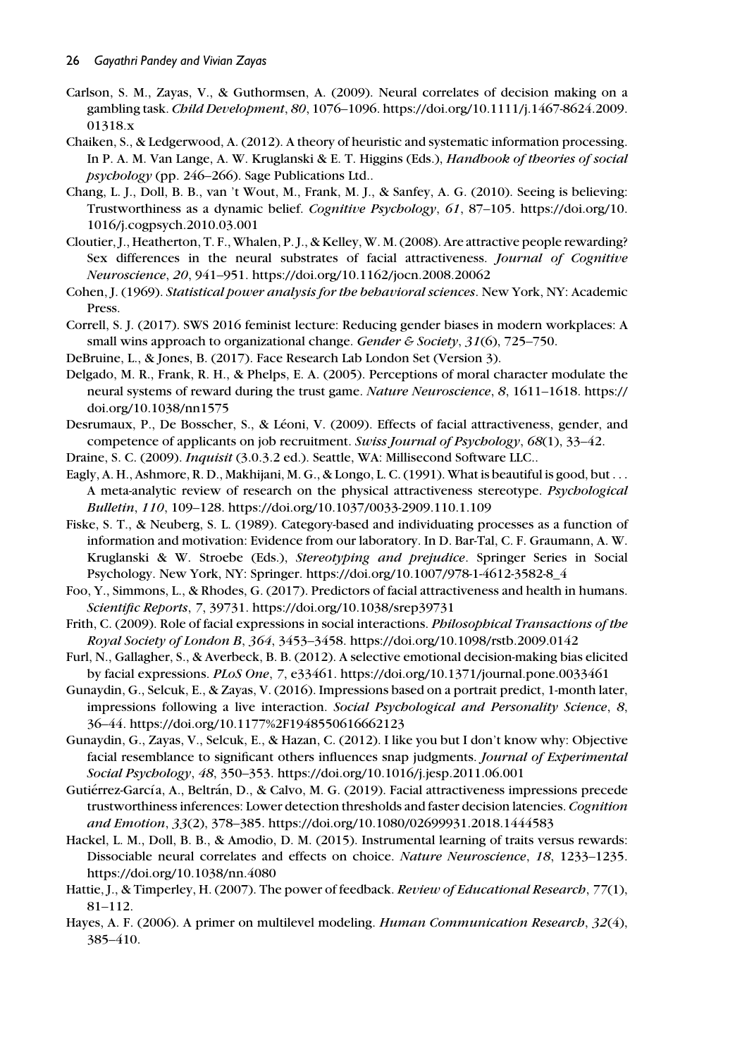Carlson, S. M., Zayas, V., & Guthormsen, A. (2009). Neural correlates of decision making on a gambling task. *Child Development*, *80*, 1076–1096. https://doi.org/10.1111/j.1467-8624.2009.01318.x

Chaiken, S., & Ledgerwood, A. (2012). A theory of heuristic and systematic information processing. In P. A. M. Van Lange, A. W. Kruglanski & E. T. Higgins (Eds.), *Handbook of theories of social psychology* (pp. 246–266). Sage Publications Ltd..

Chang, L. J., Doll, B. B., van 't Wout, M., Frank, M. J., & Sanfey, A. G. (2010). Seeing is believing: Trustworthiness as a dynamic belief. *Cognitive Psychology*, *61*, 87–105. https://doi.org/10.1016/j.cogpsych.2010.03.001

Cloutier, J., Heatherton, T. F., Whalen, P. J., & Kelley, W. M. (2008). Are attractive people rewarding? Sex differences in the neural substrates of facial attractiveness. *Journal of Cognitive Neuroscience*, *20*, 941–951. https://doi.org/10.1162/jocn.2008.20062

Cohen, J. (1969). *Statistical power analysis for the behavioral sciences*. New York, NY: Academic Press.

Correll, S. J. (2017). SWS 2016 feminist lecture: Reducing gender biases in modern workplaces: A small wins approach to organizational change. *Gender & Society*, *31*(6), 725–750.

DeBruine, L., & Jones, B. (2017). Face Research Lab London Set (Version 3).

Delgado, M. R., Frank, R. H., & Phelps, E. A. (2005). Perceptions of moral character modulate the neural systems of reward during the trust game. *Nature Neuroscience*, *8*, 1611–1618. https://doi.org/10.1038/nn1575

Desrumaux, P., De Bosscher, S., & Léoni, V. (2009). Effects of facial attractiveness, gender, and competence of applicants on job recruitment. *Swiss Journal of Psychology*, *68*(1), 33–42.

Draine, S. C. (2009). *Inquisit* (3.0.3.2 ed.). Seattle, WA: Millisecond Software LLC..

Eagly, A. H., Ashmore, R. D., Makhijani, M. G., & Longo, L. C. (1991). What is beautiful is good, but . . . A meta-analytic review of research on the physical attractiveness stereotype. *Psychological Bulletin*, *110*, 109–128. https://doi.org/10.1037/0033-2909.110.1.109

Fiske, S. T., & Neuberg, S. L. (1989). Category-based and individuating processes as a function of information and motivation: Evidence from our laboratory. In D. Bar-Tal, C. F. Graumann, A. W. Kruglanski & W. Stroebe (Eds.), *Stereotyping and prejudice*. Springer Series in Social Psychology. New York, NY: Springer. https://doi.org/10.1007/978-1-4612-3582-8_4

Foo, Y., Simmons, L., & Rhodes, G. (2017). Predictors of facial attractiveness and health in humans. *Scientific Reports*, *7*, 39731. https://doi.org/10.1038/srep39731

Frith, C. (2009). Role of facial expressions in social interactions. *Philosophical Transactions of the Royal Society of London B*, *364*, 3453–3458. https://doi.org/10.1098/rstb.2009.0142

Furl, N., Gallagher, S., & Averbeck, B. B. (2012). A selective emotional decision-making bias elicited by facial expressions. *PLoS One*, *7*, e33461. https://doi.org/10.1371/journal.pone.0033461

Gunaydin, G., Selcuk, E., & Zayas, V. (2016). Impressions based on a portrait predict, 1-month later, impressions following a live interaction. *Social Psychological and Personality Science*, *8*, 36–44. https://doi.org/10.1177%2F1948550616662123

Gunaydin, G., Zayas, V., Selcuk, E., & Hazan, C. (2012). I like you but I don't know why: Objective facial resemblance to significant others influences snap judgments. *Journal of Experimental Social Psychology*, *48*, 350–353. https://doi.org/10.1016/j.jesp.2011.06.001

Gutiérrez-García, A., Beltrán, D., & Calvo, M. G. (2019). Facial attractiveness impressions precede trustworthiness inferences: Lower detection thresholds and faster decision latencies. *Cognition and Emotion*, *33*(2), 378–385. https://doi.org/10.1080/02699931.2018.1444583

Hackel, L. M., Doll, B. B., & Amodio, D. M. (2015). Instrumental learning of traits versus rewards: Dissociable neural correlates and effects on choice. *Nature Neuroscience*, *18*, 1233–1235. https://doi.org/10.1038/nn.4080

Hattie, J., & Timperley, H. (2007). The power of feedback. *Review of Educational Research*, *77*(1), 81–112.

Hayes, A. F. (2006). A primer on multilevel modeling. *Human Communication Research*, *32*(4), 385–410.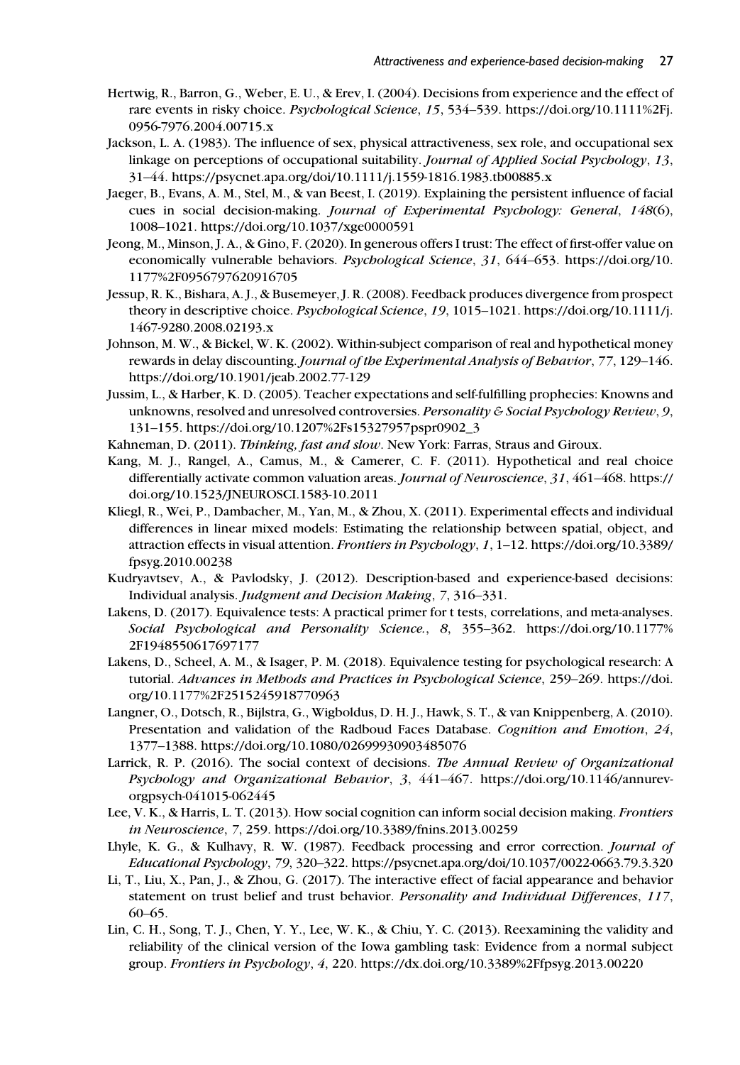Hertwig, R., Barron, G., Weber, E. U., & Erev, I. (2004). Decisions from experience and the effect of rare events in risky choice. *Psychological Science*, *15*, 534–539. https://doi.org/10.1111%2Fj.0956-7976.2004.00715.x

Jackson, L. A. (1983). The influence of sex, physical attractiveness, sex role, and occupational sex linkage on perceptions of occupational suitability. *Journal of Applied Social Psychology*, *13*, 31–44. https://psycnet.apa.org/doi/10.1111/j.1559-1816.1983.tb00885.x

Jaeger, B., Evans, A. M., Stel, M., & van Beest, I. (2019). Explaining the persistent influence of facial cues in social decision-making. *Journal of Experimental Psychology: General*, *148*(6), 1008–1021. https://doi.org/10.1037/xge0000591

Jeong, M., Minson, J. A., & Gino, F. (2020). In generous offers I trust: The effect of first-offer value on economically vulnerable behaviors. *Psychological Science*, *31*, 644–653. https://doi.org/10.1177%2F0956797620916705

Jessup, R. K., Bishara, A. J., & Busemeyer, J. R. (2008). Feedback produces divergence from prospect theory in descriptive choice. *Psychological Science*, *19*, 1015–1021. https://doi.org/10.1111/j.1467-9280.2008.02193.x

Johnson, M. W., & Bickel, W. K. (2002). Within-subject comparison of real and hypothetical money rewards in delay discounting. *Journal of the Experimental Analysis of Behavior*, *77*, 129–146. https://doi.org/10.1901/jeab.2002.77-129

Jussim, L., & Harber, K. D. (2005). Teacher expectations and self-fulfilling prophecies: Knowns and unknowns, resolved and unresolved controversies. *Personality & Social Psychology Review*, *9*, 131–155. https://doi.org/10.1207%2Fs15327957pspr0902_3

Kahneman, D. (2011). *Thinking, fast and slow*. New York: Farras, Straus and Giroux.

Kang, M. J., Rangel, A., Camus, M., & Camerer, C. F. (2011). Hypothetical and real choice differentially activate common valuation areas. *Journal of Neuroscience*, *31*, 461–468. https://doi.org/10.1523/JNEUROSCI.1583-10.2011

Kliegl, R., Wei, P., Dambacher, M., Yan, M., & Zhou, X. (2011). Experimental effects and individual differences in linear mixed models: Estimating the relationship between spatial, object, and attraction effects in visual attention. *Frontiers in Psychology*, *1*, 1–12. https://doi.org/10.3389/fpsyg.2010.00238

Kudryavtsev, A., & Pavlodsky, J. (2012). Description-based and experience-based decisions: Individual analysis. *Judgment and Decision Making*, *7*, 316–331.

Lakens, D. (2017). Equivalence tests: A practical primer for t tests, correlations, and meta-analyses. *Social Psychological and Personality Science.*, *8*, 355–362. https://doi.org/10.1177%2F1948550617697177

Lakens, D., Scheel, A. M., & Isager, P. M. (2018). Equivalence testing for psychological research: A tutorial. *Advances in Methods and Practices in Psychological Science*, 259–269. https://doi.org/10.1177%2F2515245918770963

Langner, O., Dotsch, R., Bijlstra, G., Wigboldus, D. H. J., Hawk, S. T., & van Knippenberg, A. (2010). Presentation and validation of the Radboud Faces Database. *Cognition and Emotion*, *24*, 1377–1388. https://doi.org/10.1080/02699930903485076

Larrick, R. P. (2016). The social context of decisions. *The Annual Review of Organizational Psychology and Organizational Behavior*, *3*, 441–467. https://doi.org/10.1146/annurev-orgpsych-041015-062445

Lee, V. K., & Harris, L. T. (2013). How social cognition can inform social decision making. *Frontiers in Neuroscience*, *7*, 259. https://doi.org/10.3389/fnins.2013.00259

Lhyle, K. G., & Kulhavy, R. W. (1987). Feedback processing and error correction. *Journal of Educational Psychology*, *79*, 320–322. https://psycnet.apa.org/doi/10.1037/0022-0663.79.3.320

Li, T., Liu, X., Pan, J., & Zhou, G. (2017). The interactive effect of facial appearance and behavior statement on trust belief and trust behavior. *Personality and Individual Differences*, *117*, 60–65.

Lin, C. H., Song, T. J., Chen, Y. Y., Lee, W. K., & Chiu, Y. C. (2013). Reexamining the validity and reliability of the clinical version of the Iowa gambling task: Evidence from a normal subject group. *Frontiers in Psychology*, *4*, 220. https://dx.doi.org/10.3389%2Ffpsyg.2013.00220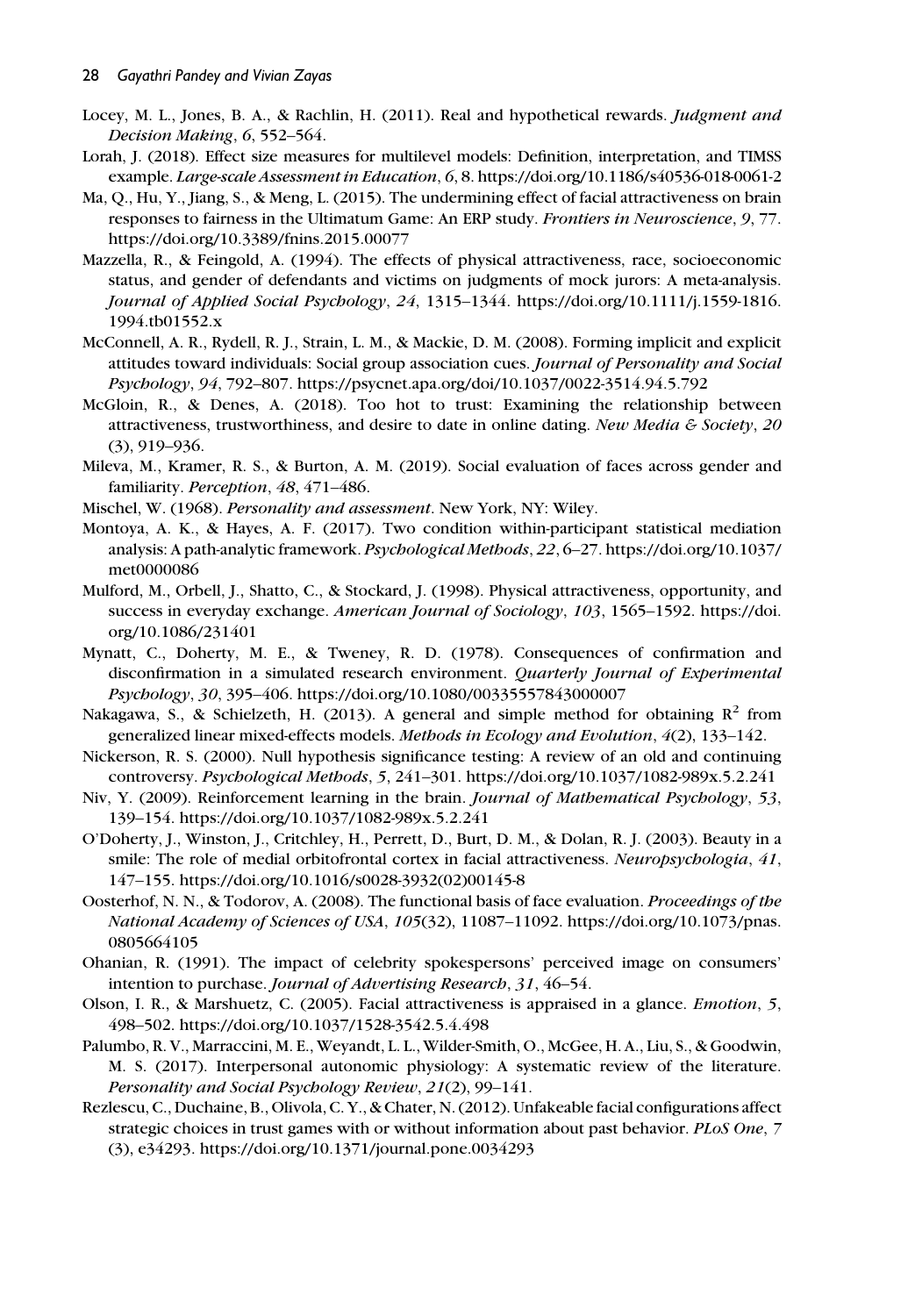Locey, M. L., Jones, B. A., & Rachlin, H. (2011). Real and hypothetical rewards. *Judgment and Decision Making*, *6*, 552–564.

Lorah, J. (2018). Effect size measures for multilevel models: Definition, interpretation, and TIMSS example. *Large-scale Assessment in Education*, *6*, 8. https://doi.org/10.1186/s40536-018-0061-2

Ma, Q., Hu, Y., Jiang, S., & Meng, L. (2015). The undermining effect of facial attractiveness on brain responses to fairness in the Ultimatum Game: An ERP study. *Frontiers in Neuroscience*, *9*, 77. https://doi.org/10.3389/fnins.2015.00077

Mazzella, R., & Feingold, A. (1994). The effects of physical attractiveness, race, socioeconomic status, and gender of defendants and victims on judgments of mock jurors: A meta-analysis. *Journal of Applied Social Psychology*, *24*, 1315–1344. https://doi.org/10.1111/j.1559-1816.1994.tb01552.x

McConnell, A. R., Rydell, R. J., Strain, L. M., & Mackie, D. M. (2008). Forming implicit and explicit attitudes toward individuals: Social group association cues. *Journal of Personality and Social Psychology*, *94*, 792–807. https://psycnet.apa.org/doi/10.1037/0022-3514.94.5.792

McGloin, R., & Denes, A. (2018). Too hot to trust: Examining the relationship between attractiveness, trustworthiness, and desire to date in online dating. *New Media & Society*, *20* (3), 919–936.

Mileva, M., Kramer, R. S., & Burton, A. M. (2019). Social evaluation of faces across gender and familiarity. *Perception*, *48*, 471–486.

Mischel, W. (1968). *Personality and assessment*. New York, NY: Wiley.

Montoya, A. K., & Hayes, A. F. (2017). Two condition within-participant statistical mediation analysis: A path-analytic framework. *Psychological Methods*, *22*, 6–27. https://doi.org/10.1037/met0000086

Mulford, M., Orbell, J., Shatto, C., & Stockard, J. (1998). Physical attractiveness, opportunity, and success in everyday exchange. *American Journal of Sociology*, *103*, 1565–1592. https://doi.org/10.1086/231401

Mynatt, C., Doherty, M. E., & Tweney, R. D. (1978). Consequences of confirmation and disconfirmation in a simulated research environment. *Quarterly Journal of Experimental Psychology*, *30*, 395–406. https://doi.org/10.1080/00335557843000007

Nakagawa, S., & Schielzeth, H. (2013). A general and simple method for obtaining $R^2$ from generalized linear mixed-effects models. *Methods in Ecology and Evolution*, *4*(2), 133–142.

Nickerson, R. S. (2000). Null hypothesis significance testing: A review of an old and continuing controversy. *Psychological Methods*, *5*, 241–301. https://doi.org/10.1037/1082-989x.5.2.241

Niv, Y. (2009). Reinforcement learning in the brain. *Journal of Mathematical Psychology*, *53*, 139–154. https://doi.org/10.1037/1082-989x.5.2.241

O'Doherty, J., Winston, J., Critchley, H., Perrett, D., Burt, D. M., & Dolan, R. J. (2003). Beauty in a smile: The role of medial orbitofrontal cortex in facial attractiveness. *Neuropsychologia*, *41*, 147–155. https://doi.org/10.1016/s0028-3932(02)00145-8

Oosterhof, N. N., & Todorov, A. (2008). The functional basis of face evaluation. *Proceedings of the National Academy of Sciences of USA*, *105*(32), 11087–11092. https://doi.org/10.1073/pnas.0805664105

Ohanian, R. (1991). The impact of celebrity spokespersons' perceived image on consumers' intention to purchase. *Journal of Advertising Research*, *31*, 46–54.

Olson, I. R., & Marshuetz, C. (2005). Facial attractiveness is appraised in a glance. *Emotion*, *5*, 498–502. https://doi.org/10.1037/1528-3542.5.4.498

Palumbo, R. V., Marraccini, M. E., Weyandt, L. L., Wilder-Smith, O., McGee, H. A., Liu, S., & Goodwin, M. S. (2017). Interpersonal autonomic physiology: A systematic review of the literature. *Personality and Social Psychology Review*, *21*(2), 99–141.

Rezlescu, C., Duchaine, B., Olivola, C. Y., & Chater, N. (2012). Unfakeable facial configurations affect strategic choices in trust games with or without information about past behavior. *PLoS One*, *7* (3), e34293. https://doi.org/10.1371/journal.pone.0034293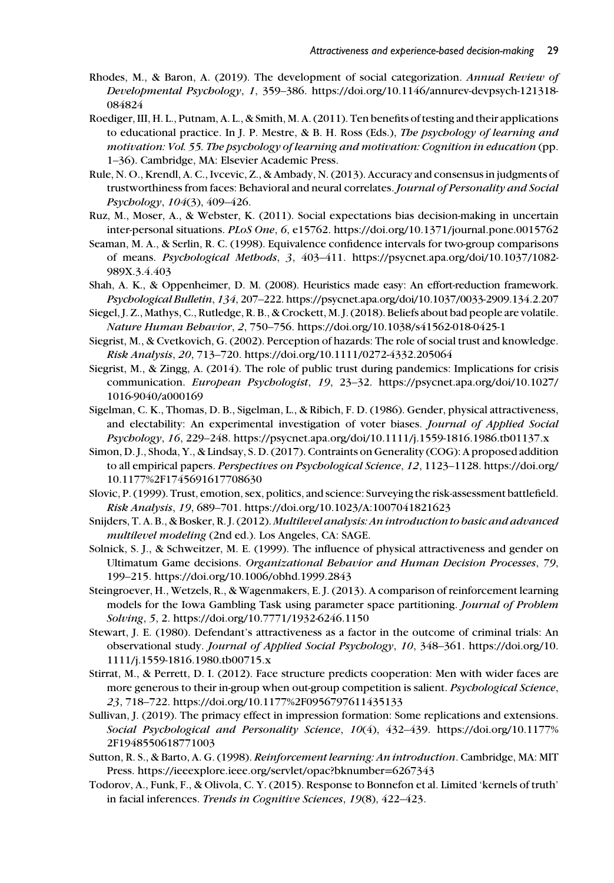Rhodes, M., & Baron, A. (2019). The development of social categorization. *Annual Review of Developmental Psychology*, *1*, 359–386. https://doi.org/10.1146/annurev-devpsych-121318-084824

Roediger, III, H. L., Putnam, A. L., & Smith, M. A. (2011). Ten benefits of testing and their applications to educational practice. In J. P. Mestre, & B. H. Ross (Eds.), *The psychology of learning and motivation: Vol. 55. The psychology of learning and motivation: Cognition in education* (pp. 1–36). Cambridge, MA: Elsevier Academic Press.

Rule, N. O., Krendl, A. C., Ivcevic, Z., & Ambady, N. (2013). Accuracy and consensus in judgments of trustworthiness from faces: Behavioral and neural correlates. *Journal of Personality and Social Psychology*, *104*(3), 409–426.

Ruz, M., Moser, A., & Webster, K. (2011). Social expectations bias decision-making in uncertain inter-personal situations. *PLoS One*, *6*, e15762. https://doi.org/10.1371/journal.pone.0015762

Seaman, M. A., & Serlin, R. C. (1998). Equivalence confidence intervals for two-group comparisons of means. *Psychological Methods*, *3*, 403–411. https://psycnet.apa.org/doi/10.1037/1082-989X.3.4.403

Shah, A. K., & Oppenheimer, D. M. (2008). Heuristics made easy: An effort-reduction framework. *Psychological Bulletin*, *134*, 207–222. https://psycnet.apa.org/doi/10.1037/0033-2909.134.2.207

Siegel, J. Z., Mathys, C., Rutledge, R. B., & Crockett, M. J. (2018). Beliefs about bad people are volatile. *Nature Human Behavior*, *2*, 750–756. https://doi.org/10.1038/s41562-018-0425-1

Siegrist, M., & Cvetkovich, G. (2002). Perception of hazards: The role of social trust and knowledge. *Risk Analysis*, *20*, 713–720. https://doi.org/10.1111/0272-4332.205064

Siegrist, M., & Zingg, A. (2014). The role of public trust during pandemics: Implications for crisis communication. *European Psychologist*, *19*, 23–32. https://psycnet.apa.org/doi/10.1027/1016-9040/a000169

Sigelman, C. K., Thomas, D. B., Sigelman, L., & Ribich, F. D. (1986). Gender, physical attractiveness, and electability: An experimental investigation of voter biases. *Journal of Applied Social Psychology*, *16*, 229–248. https://psycnet.apa.org/doi/10.1111/j.1559-1816.1986.tb01137.x

Simon, D. J., Shoda, Y., & Lindsay, S. D. (2017). Contraints on Generality (COG): A proposed addition to all empirical papers. *Perspectives on Psychological Science*, *12*, 1123–1128. https://doi.org/10.1177%2F1745691617708630

Slovic, P. (1999). Trust, emotion, sex, politics, and science: Surveying the risk-assessment battlefield. *Risk Analysis*, *19*, 689–701. https://doi.org/10.1023/A:1007041821623

Snijders, T. A. B., & Bosker, R. J. (2012). *Multilevel analysis: An introduction to basic and advanced multilevel modeling* (2nd ed.). Los Angeles, CA: SAGE.

Solnick, S. J., & Schweitzer, M. E. (1999). The influence of physical attractiveness and gender on Ultimatum Game decisions. *Organizational Behavior and Human Decision Processes*, *79*, 199–215. https://doi.org/10.1006/obhd.1999.2843

Steingroever, H., Wetzels, R., & Wagenmakers, E. J. (2013). A comparison of reinforcement learning models for the Iowa Gambling Task using parameter space partitioning. *Journal of Problem Solving*, *5*, 2. https://doi.org/10.7771/1932-6246.1150

Stewart, J. E. (1980). Defendant's attractiveness as a factor in the outcome of criminal trials: An observational study. *Journal of Applied Social Psychology*, *10*, 348–361. https://doi.org/10.1111/j.1559-1816.1980.tb00715.x

Stirrat, M., & Perrett, D. I. (2012). Face structure predicts cooperation: Men with wider faces are more generous to their in-group when out-group competition is salient. *Psychological Science*, *23*, 718–722. https://doi.org/10.1177%2F0956797611435133

Sullivan, J. (2019). The primacy effect in impression formation: Some replications and extensions. *Social Psychological and Personality Science*, *10*(4), 432–439. https://doi.org/10.1177%2F1948550618771003

Sutton, R. S., & Barto, A. G. (1998). *Reinforcement learning: An introduction*. Cambridge, MA: MIT Press. https://ieeexplore.ieee.org/servlet/opac?bknumber=6267343

Todorov, A., Funk, F., & Olivola, C. Y. (2015). Response to Bonnefon et al. Limited 'kernels of truth' in facial inferences. *Trends in Cognitive Sciences*, *19*(8), 422–423.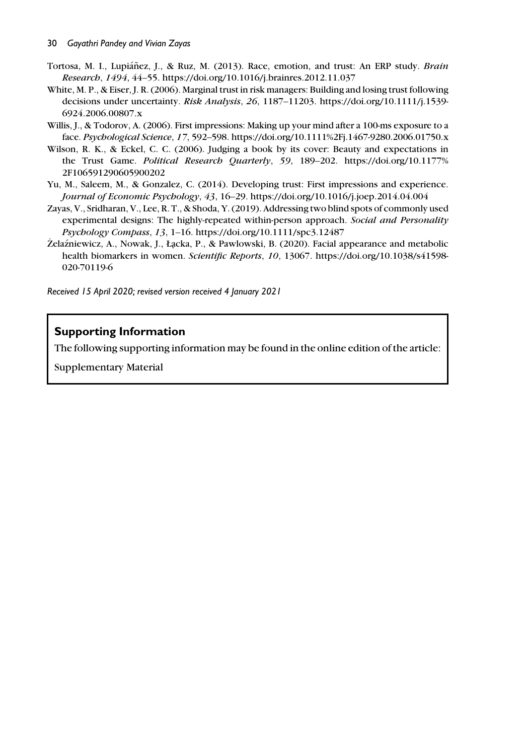Tortosa, M. I., Lupiáñez, J., & Ruz, M. (2013). Race, emotion, and trust: An ERP study. *Brain Research*, *1494*, 44–55. https://doi.org/10.1016/j.brainres.2012.11.037

White, M. P., & Eiser, J. R. (2006). Marginal trust in risk managers: Building and losing trust following decisions under uncertainty. *Risk Analysis*, *26*, 1187–11203. https://doi.org/10.1111/j.1539-6924.2006.00807.x

Willis, J., & Todorov, A. (2006). First impressions: Making up your mind after a 100-ms exposure to a face. *Psychological Science*, *17*, 592–598. https://doi.org/10.1111%2Fj.1467-9280.2006.01750.x

Wilson, R. K., & Eckel, C. C. (2006). Judging a book by its cover: Beauty and expectations in the Trust Game. *Political Research Quarterly*, *59*, 189–202. https://doi.org/10.1177%2F106591290605900202

Yu, M., Saleem, M., & Gonzalez, C. (2014). Developing trust: First impressions and experience. *Journal of Economic Psychology*, *43*, 16–29. https://doi.org/10.1016/j.joep.2014.04.004

Zayas, V., Sridharan, V., Lee, R. T., & Shoda, Y. (2019). Addressing two blind spots of commonly used experimental designs: The highly-repeated within-person approach. *Social and Personality Psychology Compass*, *13*, 1–16. https://doi.org/10.1111/spc3.12487

Żelaźniewicz, A., Nowak, J., Łącka, P., & Pawlowski, B. (2020). Facial appearance and metabolic health biomarkers in women. *Scientific Reports*, *10*, 13067. https://doi.org/10.1038/s41598-020-70119-6

*Received 15 April 2020; revised version received 4 January 2021*

## Supporting Information

The following supporting information may be found in the online edition of the article:

Supplementary Material